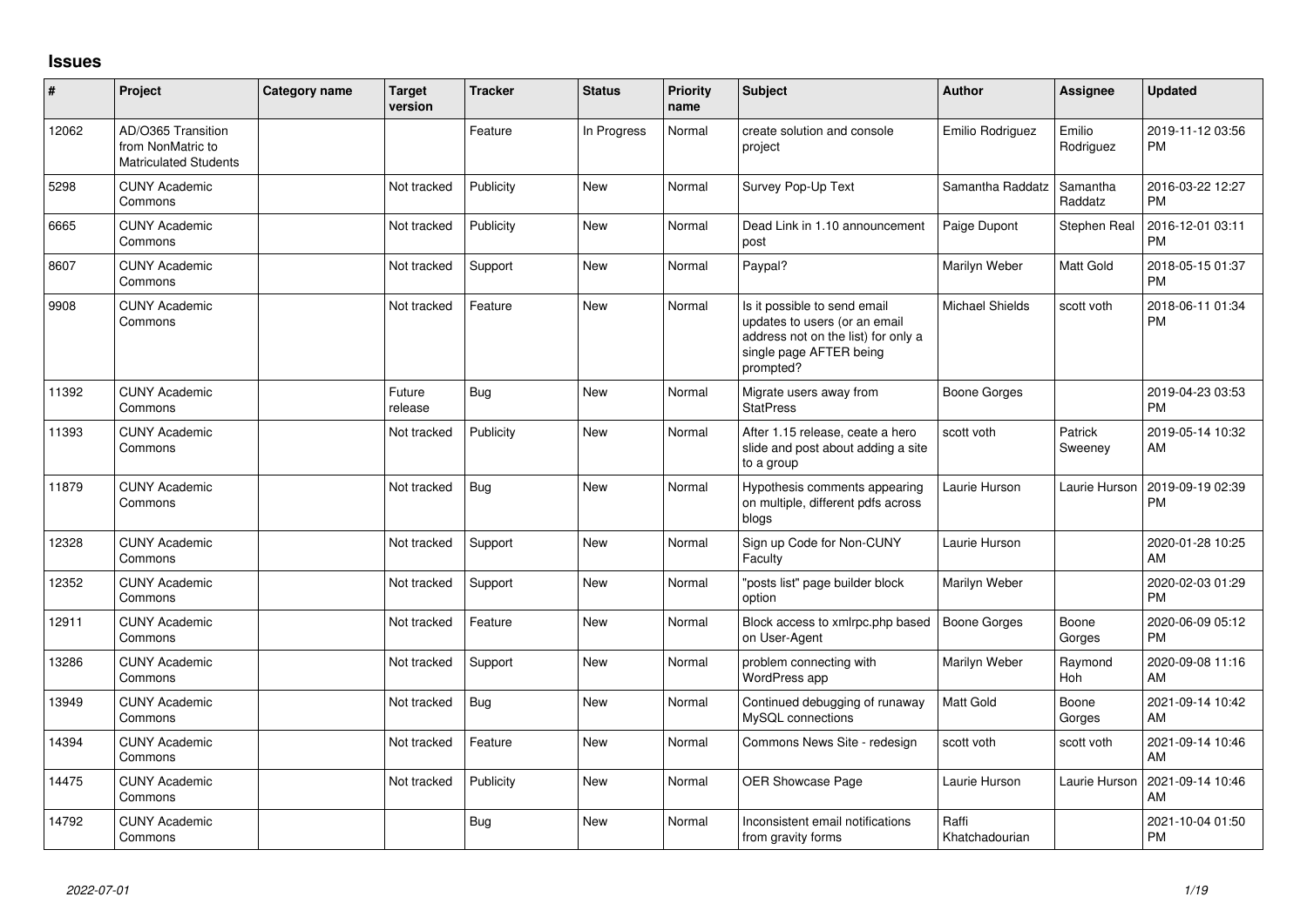## Issues

| # | Project | Category name | Target version | Tracker | Status | Priority name | Subject | Author | Assignee | Updated |
|---|---|---|---|---|---|---|---|---|---|---|
| 12062 | AD/O365 Transition from NonMatric to Matriculated Students | | | Feature | In Progress | Normal | create solution and console project | Emilio Rodriguez | Emilio Rodriguez | 2019-11-12 03:56 PM |
| 5298 | CUNY Academic Commons | | Not tracked | Publicity | New | Normal | Survey Pop-Up Text | Samantha Raddatz | Samantha Raddatz | 2016-03-22 12:27 PM |
| 6665 | CUNY Academic Commons | | Not tracked | Publicity | New | Normal | Dead Link in 1.10 announcement post | Paige Dupont | Stephen Real | 2016-12-01 03:11 PM |
| 8607 | CUNY Academic Commons | | Not tracked | Support | New | Normal | Paypal? | Marilyn Weber | Matt Gold | 2018-05-15 01:37 PM |
| 9908 | CUNY Academic Commons | | Not tracked | Feature | New | Normal | Is it possible to send email updates to users (or an email address not on the list) for only a single page AFTER being prompted? | Michael Shields | scott voth | 2018-06-11 01:34 PM |
| 11392 | CUNY Academic Commons | | Future release | Bug | New | Normal | Migrate users away from StatPress | Boone Gorges | | 2019-04-23 03:53 PM |
| 11393 | CUNY Academic Commons | | Not tracked | Publicity | New | Normal | After 1.15 release, ceate a hero slide and post about adding a site to a group | scott voth | Patrick Sweeney | 2019-05-14 10:32 AM |
| 11879 | CUNY Academic Commons | | Not tracked | Bug | New | Normal | Hypothesis comments appearing on multiple, different pdfs across blogs | Laurie Hurson | Laurie Hurson | 2019-09-19 02:39 PM |
| 12328 | CUNY Academic Commons | | Not tracked | Support | New | Normal | Sign up Code for Non-CUNY Faculty | Laurie Hurson | | 2020-01-28 10:25 AM |
| 12352 | CUNY Academic Commons | | Not tracked | Support | New | Normal | "posts list" page builder block option | Marilyn Weber | | 2020-02-03 01:29 PM |
| 12911 | CUNY Academic Commons | | Not tracked | Feature | New | Normal | Block access to xmlrpc.php based on User-Agent | Boone Gorges | Boone Gorges | 2020-06-09 05:12 PM |
| 13286 | CUNY Academic Commons | | Not tracked | Support | New | Normal | problem connecting with WordPress app | Marilyn Weber | Raymond Hoh | 2020-09-08 11:16 AM |
| 13949 | CUNY Academic Commons | | Not tracked | Bug | New | Normal | Continued debugging of runaway MySQL connections | Matt Gold | Boone Gorges | 2021-09-14 10:42 AM |
| 14394 | CUNY Academic Commons | | Not tracked | Feature | New | Normal | Commons News Site - redesign | scott voth | scott voth | 2021-09-14 10:46 AM |
| 14475 | CUNY Academic Commons | | Not tracked | Publicity | New | Normal | OER Showcase Page | Laurie Hurson | Laurie Hurson | 2021-09-14 10:46 AM |
| 14792 | CUNY Academic Commons | | | Bug | New | Normal | Inconsistent email notifications from gravity forms | Raffi Khatchadourian | | 2021-10-04 01:50 PM |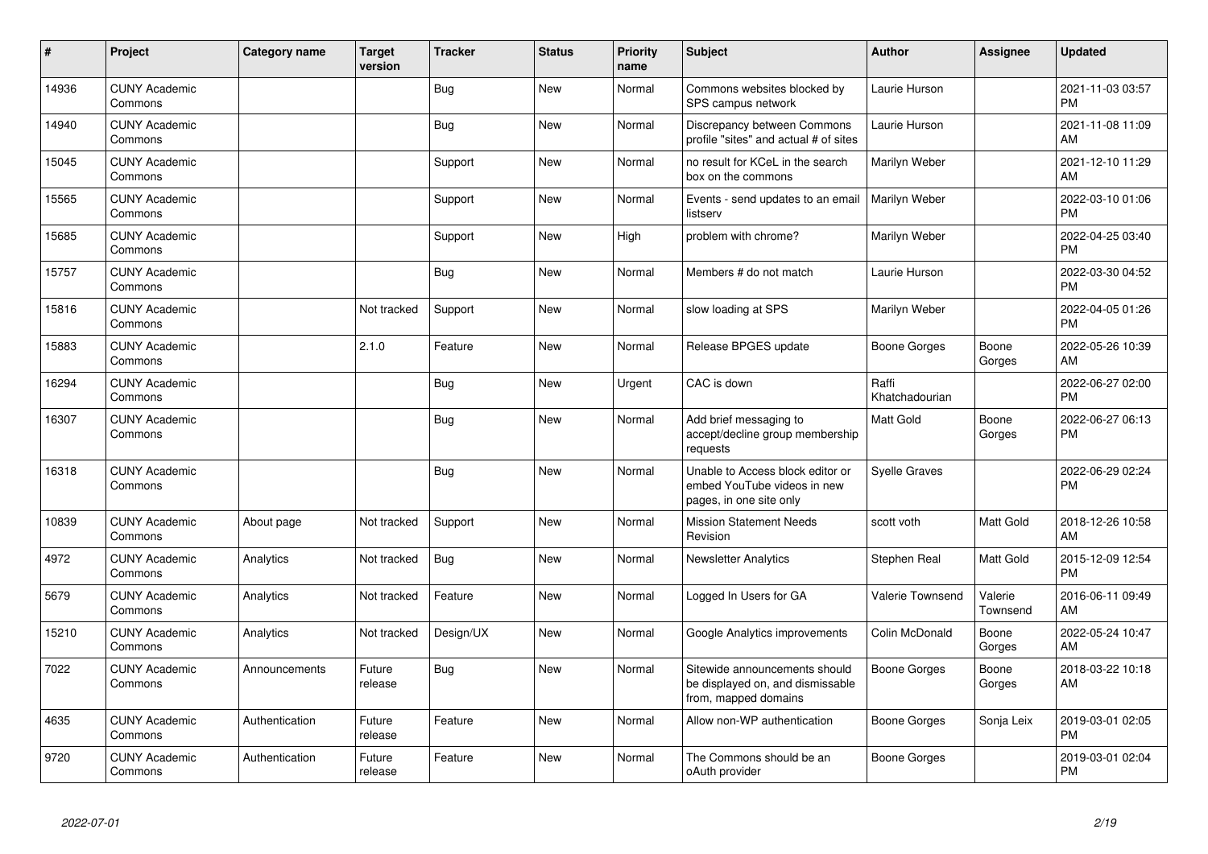| # | Project | Category name | Target version | Tracker | Status | Priority name | Subject | Author | Assignee | Updated |
|---|---|---|---|---|---|---|---|---|---|---|
| 14936 | CUNY Academic Commons | | | Bug | New | Normal | Commons websites blocked by SPS campus network | Laurie Hurson | | 2021-11-03 03:57 PM |
| 14940 | CUNY Academic Commons | | | Bug | New | Normal | Discrepancy between Commons profile "sites" and actual # of sites | Laurie Hurson | | 2021-11-08 11:09 AM |
| 15045 | CUNY Academic Commons | | | Support | New | Normal | no result for KCeL in the search box on the commons | Marilyn Weber | | 2021-12-10 11:29 AM |
| 15565 | CUNY Academic Commons | | | Support | New | Normal | Events - send updates to an email listserv | Marilyn Weber | | 2022-03-10 01:06 PM |
| 15685 | CUNY Academic Commons | | | Support | New | High | problem with chrome? | Marilyn Weber | | 2022-04-25 03:40 PM |
| 15757 | CUNY Academic Commons | | | Bug | New | Normal | Members # do not match | Laurie Hurson | | 2022-03-30 04:52 PM |
| 15816 | CUNY Academic Commons | | Not tracked | Support | New | Normal | slow loading at SPS | Marilyn Weber | | 2022-04-05 01:26 PM |
| 15883 | CUNY Academic Commons | | 2.1.0 | Feature | New | Normal | Release BPGES update | Boone Gorges | Boone Gorges | 2022-05-26 10:39 AM |
| 16294 | CUNY Academic Commons | | | Bug | New | Urgent | CAC is down | Raffi Khatchadourian | | 2022-06-27 02:00 PM |
| 16307 | CUNY Academic Commons | | | Bug | New | Normal | Add brief messaging to accept/decline group membership requests | Matt Gold | Boone Gorges | 2022-06-27 06:13 PM |
| 16318 | CUNY Academic Commons | | | Bug | New | Normal | Unable to Access block editor or embed YouTube videos in new pages, in one site only | Syelle Graves | | 2022-06-29 02:24 PM |
| 10839 | CUNY Academic Commons | About page | Not tracked | Support | New | Normal | Mission Statement Needs Revision | scott voth | Matt Gold | 2018-12-26 10:58 AM |
| 4972 | CUNY Academic Commons | Analytics | Not tracked | Bug | New | Normal | Newsletter Analytics | Stephen Real | Matt Gold | 2015-12-09 12:54 PM |
| 5679 | CUNY Academic Commons | Analytics | Not tracked | Feature | New | Normal | Logged In Users for GA | Valerie Townsend | Valerie Townsend | 2016-06-11 09:49 AM |
| 15210 | CUNY Academic Commons | Analytics | Not tracked | Design/UX | New | Normal | Google Analytics improvements | Colin McDonald | Boone Gorges | 2022-05-24 10:47 AM |
| 7022 | CUNY Academic Commons | Announcements | Future release | Bug | New | Normal | Sitewide announcements should be displayed on, and dismissable from, mapped domains | Boone Gorges | Boone Gorges | 2018-03-22 10:18 AM |
| 4635 | CUNY Academic Commons | Authentication | Future release | Feature | New | Normal | Allow non-WP authentication | Boone Gorges | Sonja Leix | 2019-03-01 02:05 PM |
| 9720 | CUNY Academic Commons | Authentication | Future release | Feature | New | Normal | The Commons should be an oAuth provider | Boone Gorges | | 2019-03-01 02:04 PM |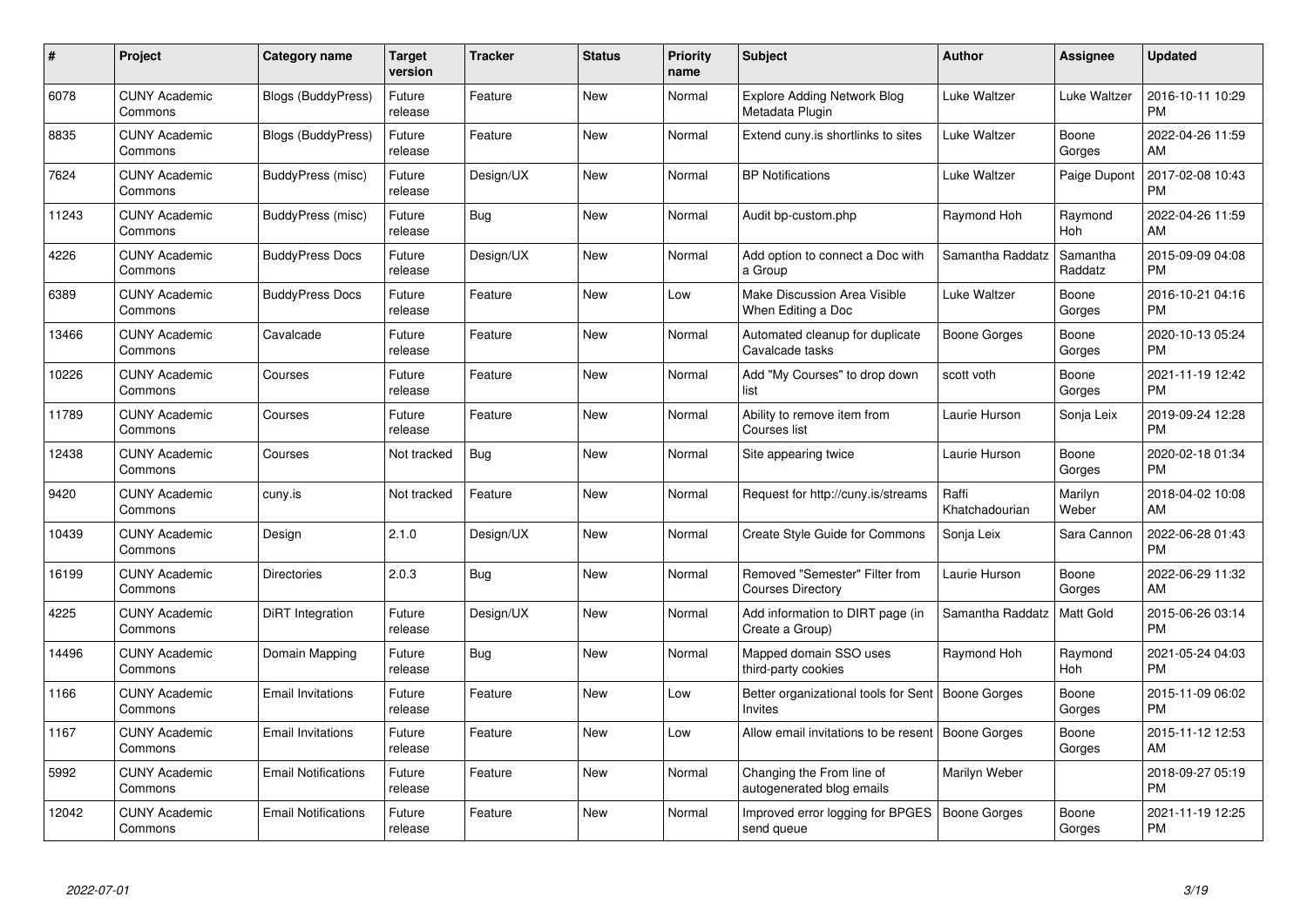| # | Project | Category name | Target version | Tracker | Status | Priority name | Subject | Author | Assignee | Updated |
|---|---|---|---|---|---|---|---|---|---|---|
| 6078 | CUNY Academic Commons | Blogs (BuddyPress) | Future release | Feature | New | Normal | Explore Adding Network Blog Metadata Plugin | Luke Waltzer | Luke Waltzer | 2016-10-11 10:29 PM |
| 8835 | CUNY Academic Commons | Blogs (BuddyPress) | Future release | Feature | New | Normal | Extend cuny.is shortlinks to sites | Luke Waltzer | Boone Gorges | 2022-04-26 11:59 AM |
| 7624 | CUNY Academic Commons | BuddyPress (misc) | Future release | Design/UX | New | Normal | BP Notifications | Luke Waltzer | Paige Dupont | 2017-02-08 10:43 PM |
| 11243 | CUNY Academic Commons | BuddyPress (misc) | Future release | Bug | New | Normal | Audit bp-custom.php | Raymond Hoh | Raymond Hoh | 2022-04-26 11:59 AM |
| 4226 | CUNY Academic Commons | BuddyPress Docs | Future release | Design/UX | New | Normal | Add option to connect a Doc with a Group | Samantha Raddatz | Samantha Raddatz | 2015-09-09 04:08 PM |
| 6389 | CUNY Academic Commons | BuddyPress Docs | Future release | Feature | New | Low | Make Discussion Area Visible When Editing a Doc | Luke Waltzer | Boone Gorges | 2016-10-21 04:16 PM |
| 13466 | CUNY Academic Commons | Cavalcade | Future release | Feature | New | Normal | Automated cleanup for duplicate Cavalcade tasks | Boone Gorges | Boone Gorges | 2020-10-13 05:24 PM |
| 10226 | CUNY Academic Commons | Courses | Future release | Feature | New | Normal | Add "My Courses" to drop down list | scott voth | Boone Gorges | 2021-11-19 12:42 PM |
| 11789 | CUNY Academic Commons | Courses | Future release | Feature | New | Normal | Ability to remove item from Courses list | Laurie Hurson | Sonja Leix | 2019-09-24 12:28 PM |
| 12438 | CUNY Academic Commons | Courses | Not tracked | Bug | New | Normal | Site appearing twice | Laurie Hurson | Boone Gorges | 2020-02-18 01:34 PM |
| 9420 | CUNY Academic Commons | cuny.is | Not tracked | Feature | New | Normal | Request for http://cuny.is/streams | Raffi Khatchadourian | Marilyn Weber | 2018-04-02 10:08 AM |
| 10439 | CUNY Academic Commons | Design | 2.1.0 | Design/UX | New | Normal | Create Style Guide for Commons | Sonja Leix | Sara Cannon | 2022-06-28 01:43 PM |
| 16199 | CUNY Academic Commons | Directories | 2.0.3 | Bug | New | Normal | Removed "Semester" Filter from Courses Directory | Laurie Hurson | Boone Gorges | 2022-06-29 11:32 AM |
| 4225 | CUNY Academic Commons | DiRT Integration | Future release | Design/UX | New | Normal | Add information to DIRT page (in Create a Group) | Samantha Raddatz | Matt Gold | 2015-06-26 03:14 PM |
| 14496 | CUNY Academic Commons | Domain Mapping | Future release | Bug | New | Normal | Mapped domain SSO uses third-party cookies | Raymond Hoh | Raymond Hoh | 2021-05-24 04:03 PM |
| 1166 | CUNY Academic Commons | Email Invitations | Future release | Feature | New | Low | Better organizational tools for Sent Invites | Boone Gorges | Boone Gorges | 2015-11-09 06:02 PM |
| 1167 | CUNY Academic Commons | Email Invitations | Future release | Feature | New | Low | Allow email invitations to be resent | Boone Gorges | Boone Gorges | 2015-11-12 12:53 AM |
| 5992 | CUNY Academic Commons | Email Notifications | Future release | Feature | New | Normal | Changing the From line of autogenerated blog emails | Marilyn Weber | | 2018-09-27 05:19 PM |
| 12042 | CUNY Academic Commons | Email Notifications | Future release | Feature | New | Normal | Improved error logging for BPGES send queue | Boone Gorges | Boone Gorges | 2021-11-19 12:25 PM |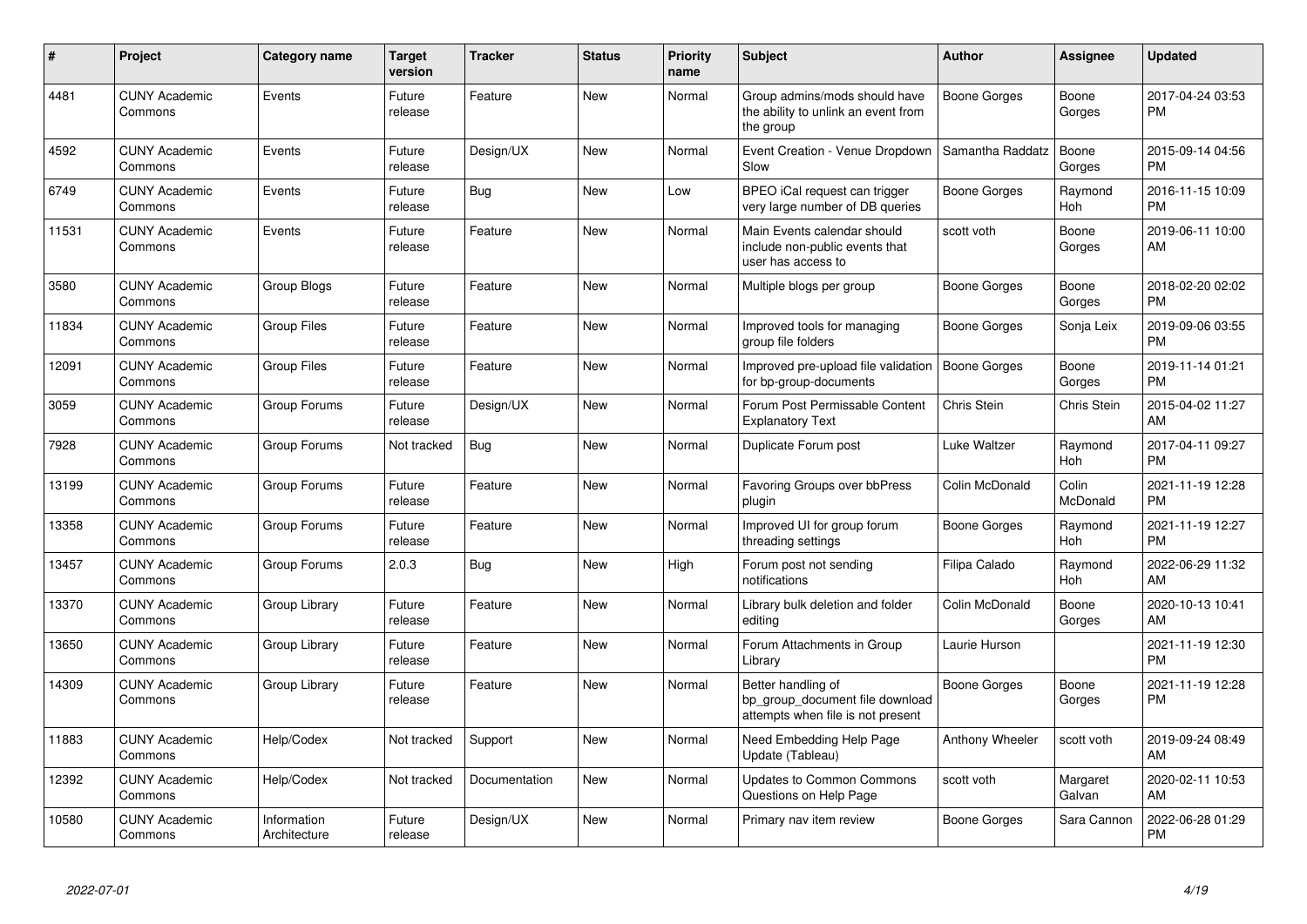| # | Project | Category name | Target version | Tracker | Status | Priority name | Subject | Author | Assignee | Updated |
|---|---|---|---|---|---|---|---|---|---|---|
| 4481 | CUNY Academic Commons | Events | Future release | Feature | New | Normal | Group admins/mods should have the ability to unlink an event from the group | Boone Gorges | Boone Gorges | 2017-04-24 03:53 PM |
| 4592 | CUNY Academic Commons | Events | Future release | Design/UX | New | Normal | Event Creation - Venue Dropdown Slow | Samantha Raddatz | Boone Gorges | 2015-09-14 04:56 PM |
| 6749 | CUNY Academic Commons | Events | Future release | Bug | New | Low | BPEO iCal request can trigger very large number of DB queries | Boone Gorges | Raymond Hoh | 2016-11-15 10:09 PM |
| 11531 | CUNY Academic Commons | Events | Future release | Feature | New | Normal | Main Events calendar should include non-public events that user has access to | scott voth | Boone Gorges | 2019-06-11 10:00 AM |
| 3580 | CUNY Academic Commons | Group Blogs | Future release | Feature | New | Normal | Multiple blogs per group | Boone Gorges | Boone Gorges | 2018-02-20 02:02 PM |
| 11834 | CUNY Academic Commons | Group Files | Future release | Feature | New | Normal | Improved tools for managing group file folders | Boone Gorges | Sonja Leix | 2019-09-06 03:55 PM |
| 12091 | CUNY Academic Commons | Group Files | Future release | Feature | New | Normal | Improved pre-upload file validation for bp-group-documents | Boone Gorges | Boone Gorges | 2019-11-14 01:21 PM |
| 3059 | CUNY Academic Commons | Group Forums | Future release | Design/UX | New | Normal | Forum Post Permissable Content Explanatory Text | Chris Stein | Chris Stein | 2015-04-02 11:27 AM |
| 7928 | CUNY Academic Commons | Group Forums | Not tracked | Bug | New | Normal | Duplicate Forum post | Luke Waltzer | Raymond Hoh | 2017-04-11 09:27 PM |
| 13199 | CUNY Academic Commons | Group Forums | Future release | Feature | New | Normal | Favoring Groups over bbPress plugin | Colin McDonald | Colin McDonald | 2021-11-19 12:28 PM |
| 13358 | CUNY Academic Commons | Group Forums | Future release | Feature | New | Normal | Improved UI for group forum threading settings | Boone Gorges | Raymond Hoh | 2021-11-19 12:27 PM |
| 13457 | CUNY Academic Commons | Group Forums | 2.0.3 | Bug | New | High | Forum post not sending notifications | Filipa Calado | Raymond Hoh | 2022-06-29 11:32 AM |
| 13370 | CUNY Academic Commons | Group Library | Future release | Feature | New | Normal | Library bulk deletion and folder editing | Colin McDonald | Boone Gorges | 2020-10-13 10:41 AM |
| 13650 | CUNY Academic Commons | Group Library | Future release | Feature | New | Normal | Forum Attachments in Group Library | Laurie Hurson | | 2021-11-19 12:30 PM |
| 14309 | CUNY Academic Commons | Group Library | Future release | Feature | New | Normal | Better handling of bp_group_document file download attempts when file is not present | Boone Gorges | Boone Gorges | 2021-11-19 12:28 PM |
| 11883 | CUNY Academic Commons | Help/Codex | Not tracked | Support | New | Normal | Need Embedding Help Page Update (Tableau) | Anthony Wheeler | scott voth | 2019-09-24 08:49 AM |
| 12392 | CUNY Academic Commons | Help/Codex | Not tracked | Documentation | New | Normal | Updates to Common Commons Questions on Help Page | scott voth | Margaret Galvan | 2020-02-11 10:53 AM |
| 10580 | CUNY Academic Commons | Information Architecture | Future release | Design/UX | New | Normal | Primary nav item review | Boone Gorges | Sara Cannon | 2022-06-28 01:29 PM |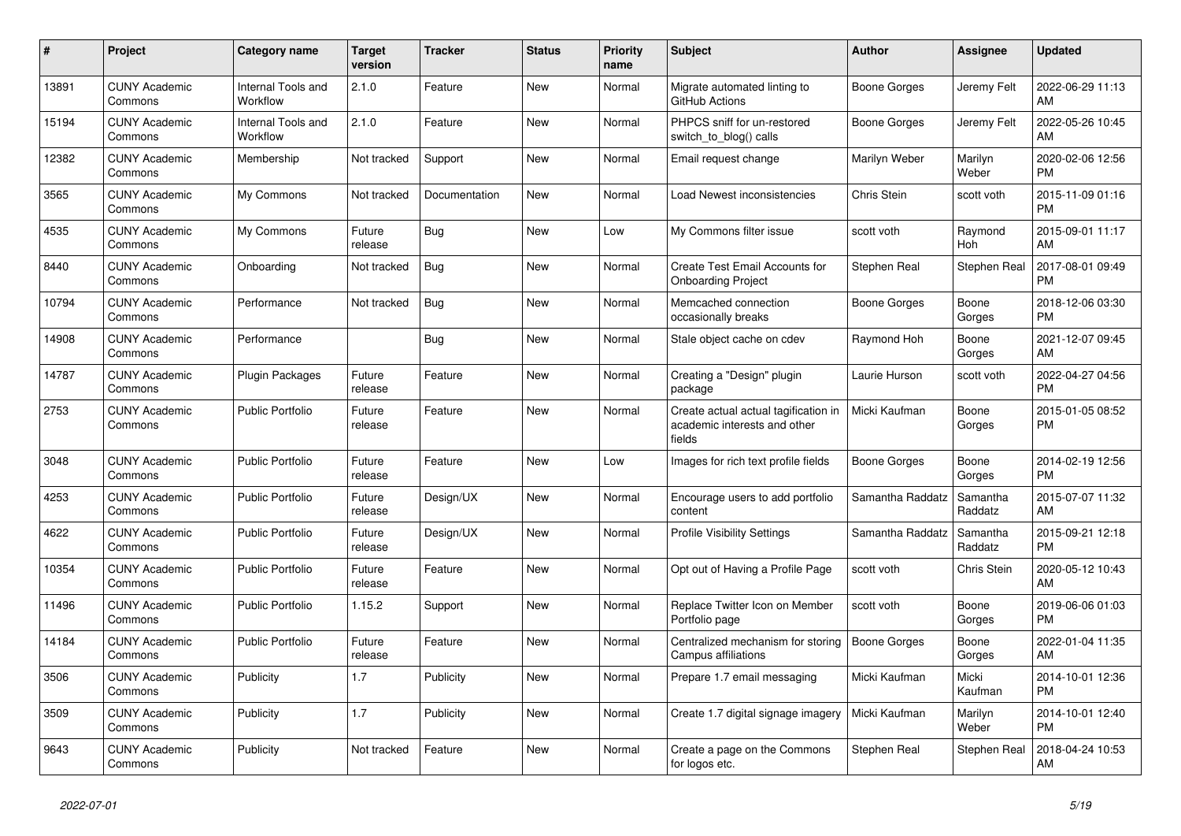| # | Project | Category name | Target version | Tracker | Status | Priority name | Subject | Author | Assignee | Updated |
|---|---|---|---|---|---|---|---|---|---|---|
| 13891 | CUNY Academic Commons | Internal Tools and Workflow | 2.1.0 | Feature | New | Normal | Migrate automated linting to GitHub Actions | Boone Gorges | Jeremy Felt | 2022-06-29 11:13 AM |
| 15194 | CUNY Academic Commons | Internal Tools and Workflow | 2.1.0 | Feature | New | Normal | PHPCS sniff for un-restored switch_to_blog() calls | Boone Gorges | Jeremy Felt | 2022-05-26 10:45 AM |
| 12382 | CUNY Academic Commons | Membership | Not tracked | Support | New | Normal | Email request change | Marilyn Weber | Marilyn Weber | 2020-02-06 12:56 PM |
| 3565 | CUNY Academic Commons | My Commons | Not tracked | Documentation | New | Normal | Load Newest inconsistencies | Chris Stein | scott voth | 2015-11-09 01:16 PM |
| 4535 | CUNY Academic Commons | My Commons | Future release | Bug | New | Low | My Commons filter issue | scott voth | Raymond Hoh | 2015-09-01 11:17 AM |
| 8440 | CUNY Academic Commons | Onboarding | Not tracked | Bug | New | Normal | Create Test Email Accounts for Onboarding Project | Stephen Real | Stephen Real | 2017-08-01 09:49 PM |
| 10794 | CUNY Academic Commons | Performance | Not tracked | Bug | New | Normal | Memcached connection occasionally breaks | Boone Gorges | Boone Gorges | 2018-12-06 03:30 PM |
| 14908 | CUNY Academic Commons | Performance | | Bug | New | Normal | Stale object cache on cdev | Raymond Hoh | Boone Gorges | 2021-12-07 09:45 AM |
| 14787 | CUNY Academic Commons | Plugin Packages | Future release | Feature | New | Normal | Creating a "Design" plugin package | Laurie Hurson | scott voth | 2022-04-27 04:56 PM |
| 2753 | CUNY Academic Commons | Public Portfolio | Future release | Feature | New | Normal | Create actual actual tagification in academic interests and other fields | Micki Kaufman | Boone Gorges | 2015-01-05 08:52 PM |
| 3048 | CUNY Academic Commons | Public Portfolio | Future release | Feature | New | Low | Images for rich text profile fields | Boone Gorges | Boone Gorges | 2014-02-19 12:56 PM |
| 4253 | CUNY Academic Commons | Public Portfolio | Future release | Design/UX | New | Normal | Encourage users to add portfolio content | Samantha Raddatz | Samantha Raddatz | 2015-07-07 11:32 AM |
| 4622 | CUNY Academic Commons | Public Portfolio | Future release | Design/UX | New | Normal | Profile Visibility Settings | Samantha Raddatz | Samantha Raddatz | 2015-09-21 12:18 PM |
| 10354 | CUNY Academic Commons | Public Portfolio | Future release | Feature | New | Normal | Opt out of Having a Profile Page | scott voth | Chris Stein | 2020-05-12 10:43 AM |
| 11496 | CUNY Academic Commons | Public Portfolio | 1.15.2 | Support | New | Normal | Replace Twitter Icon on Member Portfolio page | scott voth | Boone Gorges | 2019-06-06 01:03 PM |
| 14184 | CUNY Academic Commons | Public Portfolio | Future release | Feature | New | Normal | Centralized mechanism for storing Campus affiliations | Boone Gorges | Boone Gorges | 2022-01-04 11:35 AM |
| 3506 | CUNY Academic Commons | Publicity | 1.7 | Publicity | New | Normal | Prepare 1.7 email messaging | Micki Kaufman | Micki Kaufman | 2014-10-01 12:36 PM |
| 3509 | CUNY Academic Commons | Publicity | 1.7 | Publicity | New | Normal | Create 1.7 digital signage imagery | Micki Kaufman | Marilyn Weber | 2014-10-01 12:40 PM |
| 9643 | CUNY Academic Commons | Publicity | Not tracked | Feature | New | Normal | Create a page on the Commons for logos etc. | Stephen Real | Stephen Real | 2018-04-24 10:53 AM |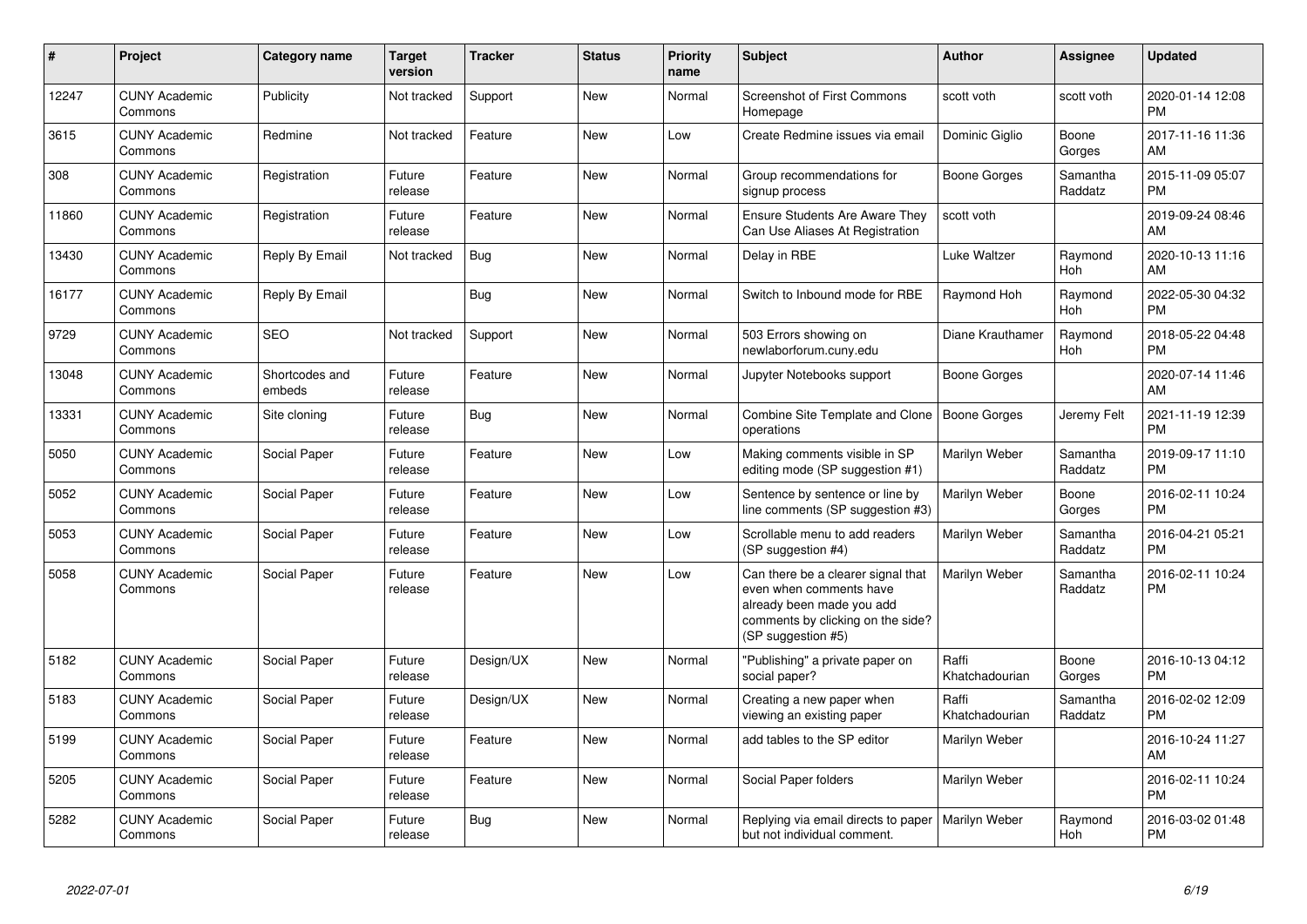| # | Project | Category name | Target version | Tracker | Status | Priority name | Subject | Author | Assignee | Updated |
|---|---|---|---|---|---|---|---|---|---|---|
| 12247 | CUNY Academic Commons | Publicity | Not tracked | Support | New | Normal | Screenshot of First Commons Homepage | scott voth | scott voth | 2020-01-14 12:08 PM |
| 3615 | CUNY Academic Commons | Redmine | Not tracked | Feature | New | Low | Create Redmine issues via email | Dominic Giglio | Boone Gorges | 2017-11-16 11:36 AM |
| 308 | CUNY Academic Commons | Registration | Future release | Feature | New | Normal | Group recommendations for signup process | Boone Gorges | Samantha Raddatz | 2015-11-09 05:07 PM |
| 11860 | CUNY Academic Commons | Registration | Future release | Feature | New | Normal | Ensure Students Are Aware They Can Use Aliases At Registration | scott voth | | 2019-09-24 08:46 AM |
| 13430 | CUNY Academic Commons | Reply By Email | Not tracked | Bug | New | Normal | Delay in RBE | Luke Waltzer | Raymond Hoh | 2020-10-13 11:16 AM |
| 16177 | CUNY Academic Commons | Reply By Email | | Bug | New | Normal | Switch to Inbound mode for RBE | Raymond Hoh | Raymond Hoh | 2022-05-30 04:32 PM |
| 9729 | CUNY Academic Commons | SEO | Not tracked | Support | New | Normal | 503 Errors showing on newlaborforum.cuny.edu | Diane Krauthamer | Raymond Hoh | 2018-05-22 04:48 PM |
| 13048 | CUNY Academic Commons | Shortcodes and embeds | Future release | Feature | New | Normal | Jupyter Notebooks support | Boone Gorges | | 2020-07-14 11:46 AM |
| 13331 | CUNY Academic Commons | Site cloning | Future release | Bug | New | Normal | Combine Site Template and Clone operations | Boone Gorges | Jeremy Felt | 2021-11-19 12:39 PM |
| 5050 | CUNY Academic Commons | Social Paper | Future release | Feature | New | Low | Making comments visible in SP editing mode (SP suggestion #1) | Marilyn Weber | Samantha Raddatz | 2019-09-17 11:10 PM |
| 5052 | CUNY Academic Commons | Social Paper | Future release | Feature | New | Low | Sentence by sentence or line by line comments (SP suggestion #3) | Marilyn Weber | Boone Gorges | 2016-02-11 10:24 PM |
| 5053 | CUNY Academic Commons | Social Paper | Future release | Feature | New | Low | Scrollable menu to add readers (SP suggestion #4) | Marilyn Weber | Samantha Raddatz | 2016-04-21 05:21 PM |
| 5058 | CUNY Academic Commons | Social Paper | Future release | Feature | New | Low | Can there be a clearer signal that even when comments have already been made you add comments by clicking on the side? (SP suggestion #5) | Marilyn Weber | Samantha Raddatz | 2016-02-11 10:24 PM |
| 5182 | CUNY Academic Commons | Social Paper | Future release | Design/UX | New | Normal | "Publishing" a private paper on social paper? | Raffi Khatchadourian | Boone Gorges | 2016-10-13 04:12 PM |
| 5183 | CUNY Academic Commons | Social Paper | Future release | Design/UX | New | Normal | Creating a new paper when viewing an existing paper | Raffi Khatchadourian | Samantha Raddatz | 2016-02-02 12:09 PM |
| 5199 | CUNY Academic Commons | Social Paper | Future release | Feature | New | Normal | add tables to the SP editor | Marilyn Weber | | 2016-10-24 11:27 AM |
| 5205 | CUNY Academic Commons | Social Paper | Future release | Feature | New | Normal | Social Paper folders | Marilyn Weber | | 2016-02-11 10:24 PM |
| 5282 | CUNY Academic Commons | Social Paper | Future release | Bug | New | Normal | Replying via email directs to paper but not individual comment. | Marilyn Weber | Raymond Hoh | 2016-03-02 01:48 PM |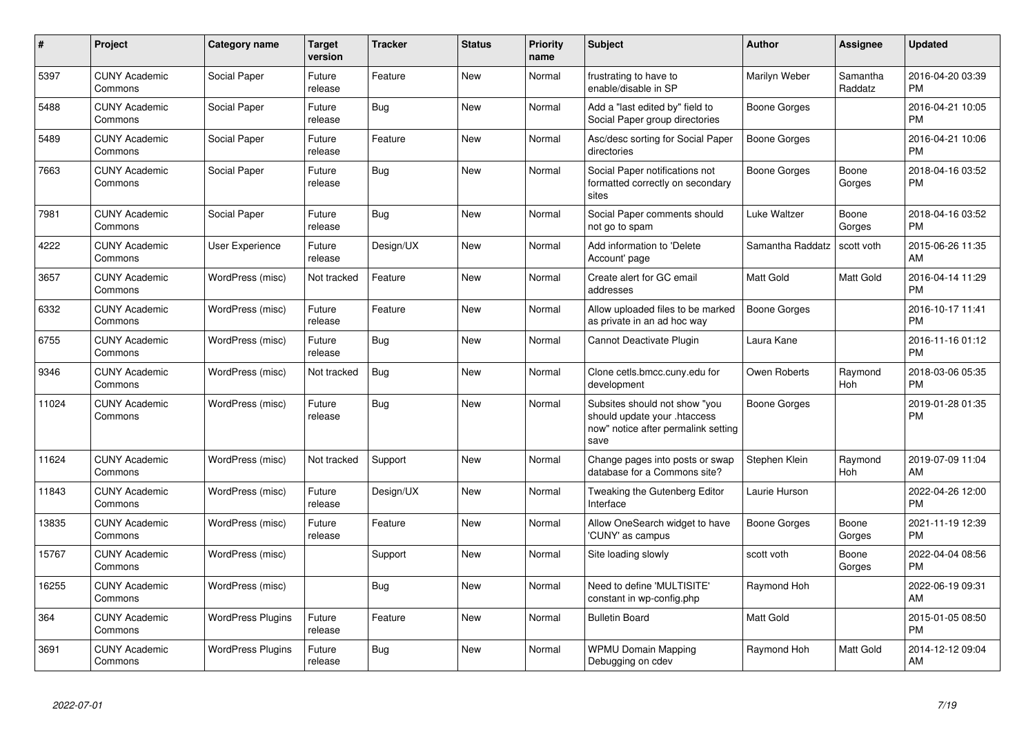| # | Project | Category name | Target version | Tracker | Status | Priority name | Subject | Author | Assignee | Updated |
|---|---|---|---|---|---|---|---|---|---|---|
| 5397 | CUNY Academic Commons | Social Paper | Future release | Feature | New | Normal | frustrating to have to enable/disable in SP | Marilyn Weber | Samantha Raddatz | 2016-04-20 03:39 PM |
| 5488 | CUNY Academic Commons | Social Paper | Future release | Bug | New | Normal | Add a "last edited by" field to Social Paper group directories | Boone Gorges | | 2016-04-21 10:05 PM |
| 5489 | CUNY Academic Commons | Social Paper | Future release | Feature | New | Normal | Asc/desc sorting for Social Paper directories | Boone Gorges | | 2016-04-21 10:06 PM |
| 7663 | CUNY Academic Commons | Social Paper | Future release | Bug | New | Normal | Social Paper notifications not formatted correctly on secondary sites | Boone Gorges | Boone Gorges | 2018-04-16 03:52 PM |
| 7981 | CUNY Academic Commons | Social Paper | Future release | Bug | New | Normal | Social Paper comments should not go to spam | Luke Waltzer | Boone Gorges | 2018-04-16 03:52 PM |
| 4222 | CUNY Academic Commons | User Experience | Future release | Design/UX | New | Normal | Add information to 'Delete Account' page | Samantha Raddatz | scott voth | 2015-06-26 11:35 AM |
| 3657 | CUNY Academic Commons | WordPress (misc) | Not tracked | Feature | New | Normal | Create alert for GC email addresses | Matt Gold | Matt Gold | 2016-04-14 11:29 PM |
| 6332 | CUNY Academic Commons | WordPress (misc) | Future release | Feature | New | Normal | Allow uploaded files to be marked as private in an ad hoc way | Boone Gorges | | 2016-10-17 11:41 PM |
| 6755 | CUNY Academic Commons | WordPress (misc) | Future release | Bug | New | Normal | Cannot Deactivate Plugin | Laura Kane | | 2016-11-16 01:12 PM |
| 9346 | CUNY Academic Commons | WordPress (misc) | Not tracked | Bug | New | Normal | Clone cetls.bmcc.cuny.edu for development | Owen Roberts | Raymond Hoh | 2018-03-06 05:35 PM |
| 11024 | CUNY Academic Commons | WordPress (misc) | Future release | Bug | New | Normal | Subsites should not show "you should update your .htaccess now" notice after permalink setting save | Boone Gorges | | 2019-01-28 01:35 PM |
| 11624 | CUNY Academic Commons | WordPress (misc) | Not tracked | Support | New | Normal | Change pages into posts or swap database for a Commons site? | Stephen Klein | Raymond Hoh | 2019-07-09 11:04 AM |
| 11843 | CUNY Academic Commons | WordPress (misc) | Future release | Design/UX | New | Normal | Tweaking the Gutenberg Editor Interface | Laurie Hurson | | 2022-04-26 12:00 PM |
| 13835 | CUNY Academic Commons | WordPress (misc) | Future release | Feature | New | Normal | Allow OneSearch widget to have 'CUNY' as campus | Boone Gorges | Boone Gorges | 2021-11-19 12:39 PM |
| 15767 | CUNY Academic Commons | WordPress (misc) | | Support | New | Normal | Site loading slowly | scott voth | Boone Gorges | 2022-04-04 08:56 PM |
| 16255 | CUNY Academic Commons | WordPress (misc) | | Bug | New | Normal | Need to define 'MULTISITE' constant in wp-config.php | Raymond Hoh | | 2022-06-19 09:31 AM |
| 364 | CUNY Academic Commons | WordPress Plugins | Future release | Feature | New | Normal | Bulletin Board | Matt Gold | | 2015-01-05 08:50 PM |
| 3691 | CUNY Academic Commons | WordPress Plugins | Future release | Bug | New | Normal | WPMU Domain Mapping Debugging on cdev | Raymond Hoh | Matt Gold | 2014-12-12 09:04 AM |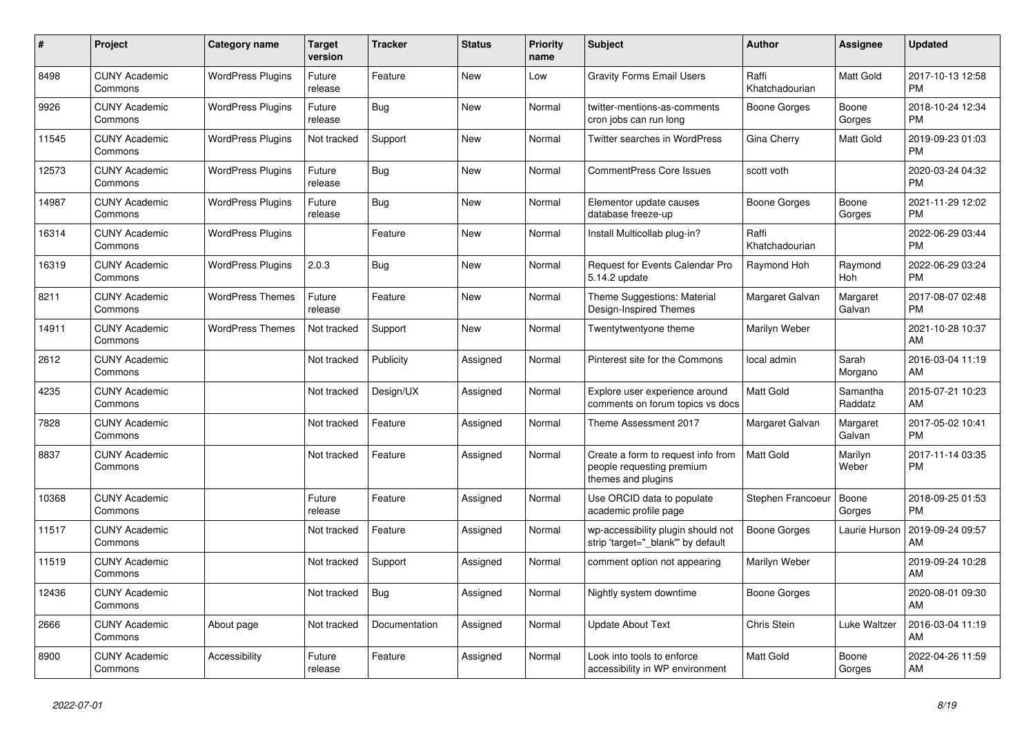| # | Project | Category name | Target version | Tracker | Status | Priority name | Subject | Author | Assignee | Updated |
|---|---|---|---|---|---|---|---|---|---|---|
| 8498 | CUNY Academic Commons | WordPress Plugins | Future release | Feature | New | Low | Gravity Forms Email Users | Raffi Khatchadourian | Matt Gold | 2017-10-13 12:58 PM |
| 9926 | CUNY Academic Commons | WordPress Plugins | Future release | Bug | New | Normal | twitter-mentions-as-comments cron jobs can run long | Boone Gorges | Boone Gorges | 2018-10-24 12:34 PM |
| 11545 | CUNY Academic Commons | WordPress Plugins | Not tracked | Support | New | Normal | Twitter searches in WordPress | Gina Cherry | Matt Gold | 2019-09-23 01:03 PM |
| 12573 | CUNY Academic Commons | WordPress Plugins | Future release | Bug | New | Normal | CommentPress Core Issues | scott voth | | 2020-03-24 04:32 PM |
| 14987 | CUNY Academic Commons | WordPress Plugins | Future release | Bug | New | Normal | Elementor update causes database freeze-up | Boone Gorges | Boone Gorges | 2021-11-29 12:02 PM |
| 16314 | CUNY Academic Commons | WordPress Plugins | | Feature | New | Normal | Install Multicollab plug-in? | Raffi Khatchadourian | | 2022-06-29 03:44 PM |
| 16319 | CUNY Academic Commons | WordPress Plugins | 2.0.3 | Bug | New | Normal | Request for Events Calendar Pro 5.14.2 update | Raymond Hoh | Raymond Hoh | 2022-06-29 03:24 PM |
| 8211 | CUNY Academic Commons | WordPress Themes | Future release | Feature | New | Normal | Theme Suggestions: Material Design-Inspired Themes | Margaret Galvan | Margaret Galvan | 2017-08-07 02:48 PM |
| 14911 | CUNY Academic Commons | WordPress Themes | Not tracked | Support | New | Normal | Twentytwentyone theme | Marilyn Weber | | 2021-10-28 10:37 AM |
| 2612 | CUNY Academic Commons | | Not tracked | Publicity | Assigned | Normal | Pinterest site for the Commons | local admin | Sarah Morgano | 2016-03-04 11:19 AM |
| 4235 | CUNY Academic Commons | | Not tracked | Design/UX | Assigned | Normal | Explore user experience around comments on forum topics vs docs | Matt Gold | Samantha Raddatz | 2015-07-21 10:23 AM |
| 7828 | CUNY Academic Commons | | Not tracked | Feature | Assigned | Normal | Theme Assessment 2017 | Margaret Galvan | Margaret Galvan | 2017-05-02 10:41 PM |
| 8837 | CUNY Academic Commons | | Not tracked | Feature | Assigned | Normal | Create a form to request info from people requesting premium themes and plugins | Matt Gold | Marilyn Weber | 2017-11-14 03:35 PM |
| 10368 | CUNY Academic Commons | | Future release | Feature | Assigned | Normal | Use ORCID data to populate academic profile page | Stephen Francoeur | Boone Gorges | 2018-09-25 01:53 PM |
| 11517 | CUNY Academic Commons | | Not tracked | Feature | Assigned | Normal | wp-accessibility plugin should not strip 'target="_blank"' by default | Boone Gorges | Laurie Hurson | 2019-09-24 09:57 AM |
| 11519 | CUNY Academic Commons | | Not tracked | Support | Assigned | Normal | comment option not appearing | Marilyn Weber | | 2019-09-24 10:28 AM |
| 12436 | CUNY Academic Commons | | Not tracked | Bug | Assigned | Normal | Nightly system downtime | Boone Gorges | | 2020-08-01 09:30 AM |
| 2666 | CUNY Academic Commons | About page | Not tracked | Documentation | Assigned | Normal | Update About Text | Chris Stein | Luke Waltzer | 2016-03-04 11:19 AM |
| 8900 | CUNY Academic Commons | Accessibility | Future release | Feature | Assigned | Normal | Look into tools to enforce accessibility in WP environment | Matt Gold | Boone Gorges | 2022-04-26 11:59 AM |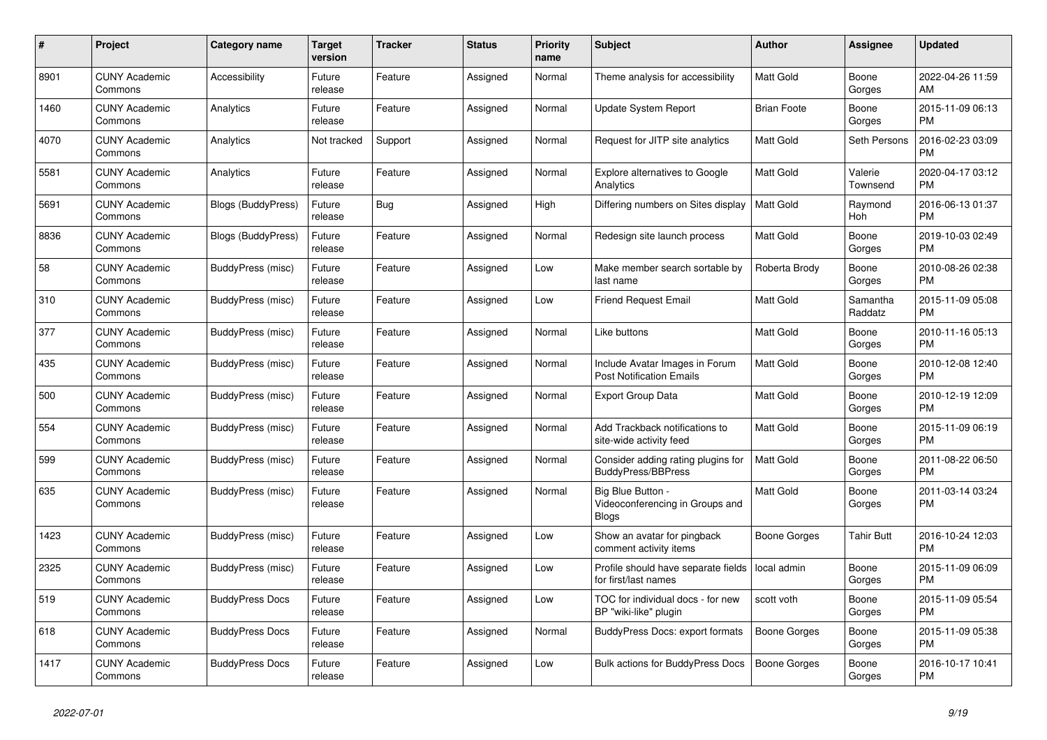| # | Project | Category name | Target version | Tracker | Status | Priority name | Subject | Author | Assignee | Updated |
|---|---|---|---|---|---|---|---|---|---|---|
| 8901 | CUNY Academic Commons | Accessibility | Future release | Feature | Assigned | Normal | Theme analysis for accessibility | Matt Gold | Boone Gorges | 2022-04-26 11:59 AM |
| 1460 | CUNY Academic Commons | Analytics | Future release | Feature | Assigned | Normal | Update System Report | Brian Foote | Boone Gorges | 2015-11-09 06:13 PM |
| 4070 | CUNY Academic Commons | Analytics | Not tracked | Support | Assigned | Normal | Request for JITP site analytics | Matt Gold | Seth Persons | 2016-02-23 03:09 PM |
| 5581 | CUNY Academic Commons | Analytics | Future release | Feature | Assigned | Normal | Explore alternatives to Google Analytics | Matt Gold | Valerie Townsend | 2020-04-17 03:12 PM |
| 5691 | CUNY Academic Commons | Blogs (BuddyPress) | Future release | Bug | Assigned | High | Differing numbers on Sites display | Matt Gold | Raymond Hoh | 2016-06-13 01:37 PM |
| 8836 | CUNY Academic Commons | Blogs (BuddyPress) | Future release | Feature | Assigned | Normal | Redesign site launch process | Matt Gold | Boone Gorges | 2019-10-03 02:49 PM |
| 58 | CUNY Academic Commons | BuddyPress (misc) | Future release | Feature | Assigned | Low | Make member search sortable by last name | Roberta Brody | Boone Gorges | 2010-08-26 02:38 PM |
| 310 | CUNY Academic Commons | BuddyPress (misc) | Future release | Feature | Assigned | Low | Friend Request Email | Matt Gold | Samantha Raddatz | 2015-11-09 05:08 PM |
| 377 | CUNY Academic Commons | BuddyPress (misc) | Future release | Feature | Assigned | Normal | Like buttons | Matt Gold | Boone Gorges | 2010-11-16 05:13 PM |
| 435 | CUNY Academic Commons | BuddyPress (misc) | Future release | Feature | Assigned | Normal | Include Avatar Images in Forum Post Notification Emails | Matt Gold | Boone Gorges | 2010-12-08 12:40 PM |
| 500 | CUNY Academic Commons | BuddyPress (misc) | Future release | Feature | Assigned | Normal | Export Group Data | Matt Gold | Boone Gorges | 2010-12-19 12:09 PM |
| 554 | CUNY Academic Commons | BuddyPress (misc) | Future release | Feature | Assigned | Normal | Add Trackback notifications to site-wide activity feed | Matt Gold | Boone Gorges | 2015-11-09 06:19 PM |
| 599 | CUNY Academic Commons | BuddyPress (misc) | Future release | Feature | Assigned | Normal | Consider adding rating plugins for BuddyPress/BBPress | Matt Gold | Boone Gorges | 2011-08-22 06:50 PM |
| 635 | CUNY Academic Commons | BuddyPress (misc) | Future release | Feature | Assigned | Normal | Big Blue Button - Videoconferencing in Groups and Blogs | Matt Gold | Boone Gorges | 2011-03-14 03:24 PM |
| 1423 | CUNY Academic Commons | BuddyPress (misc) | Future release | Feature | Assigned | Low | Show an avatar for pingback comment activity items | Boone Gorges | Tahir Butt | 2016-10-24 12:03 PM |
| 2325 | CUNY Academic Commons | BuddyPress (misc) | Future release | Feature | Assigned | Low | Profile should have separate fields for first/last names | local admin | Boone Gorges | 2015-11-09 06:09 PM |
| 519 | CUNY Academic Commons | BuddyPress Docs | Future release | Feature | Assigned | Low | TOC for individual docs - for new BP "wiki-like" plugin | scott voth | Boone Gorges | 2015-11-09 05:54 PM |
| 618 | CUNY Academic Commons | BuddyPress Docs | Future release | Feature | Assigned | Normal | BuddyPress Docs: export formats | Boone Gorges | Boone Gorges | 2015-11-09 05:38 PM |
| 1417 | CUNY Academic Commons | BuddyPress Docs | Future release | Feature | Assigned | Low | Bulk actions for BuddyPress Docs | Boone Gorges | Boone Gorges | 2016-10-17 10:41 PM |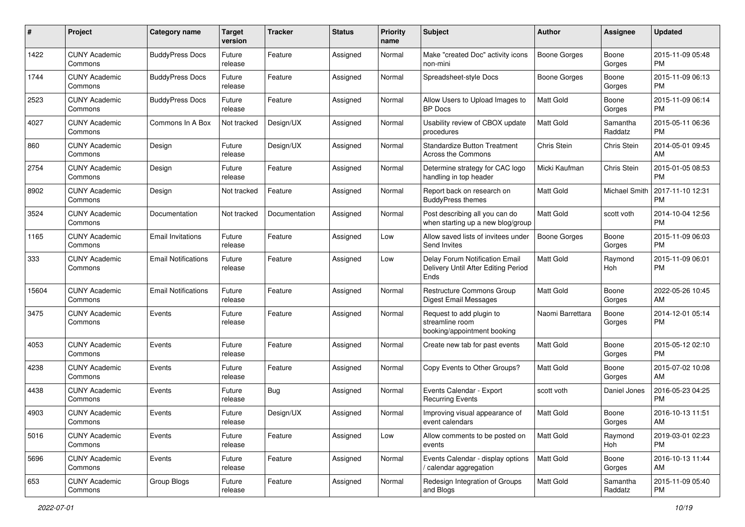| # | Project | Category name | Target version | Tracker | Status | Priority name | Subject | Author | Assignee | Updated |
|---|---|---|---|---|---|---|---|---|---|---|
| 1422 | CUNY Academic Commons | BuddyPress Docs | Future release | Feature | Assigned | Normal | Make "created Doc" activity icons non-mini | Boone Gorges | Boone Gorges | 2015-11-09 05:48 PM |
| 1744 | CUNY Academic Commons | BuddyPress Docs | Future release | Feature | Assigned | Normal | Spreadsheet-style Docs | Boone Gorges | Boone Gorges | 2015-11-09 06:13 PM |
| 2523 | CUNY Academic Commons | BuddyPress Docs | Future release | Feature | Assigned | Normal | Allow Users to Upload Images to BP Docs | Matt Gold | Boone Gorges | 2015-11-09 06:14 PM |
| 4027 | CUNY Academic Commons | Commons In A Box | Not tracked | Design/UX | Assigned | Normal | Usability review of CBOX update procedures | Matt Gold | Samantha Raddatz | 2015-05-11 06:36 PM |
| 860 | CUNY Academic Commons | Design | Future release | Design/UX | Assigned | Normal | Standardize Button Treatment Across the Commons | Chris Stein | Chris Stein | 2014-05-01 09:45 AM |
| 2754 | CUNY Academic Commons | Design | Future release | Feature | Assigned | Normal | Determine strategy for CAC logo handling in top header | Micki Kaufman | Chris Stein | 2015-01-05 08:53 PM |
| 8902 | CUNY Academic Commons | Design | Not tracked | Feature | Assigned | Normal | Report back on research on BuddyPress themes | Matt Gold | Michael Smith | 2017-11-10 12:31 PM |
| 3524 | CUNY Academic Commons | Documentation | Not tracked | Documentation | Assigned | Normal | Post describing all you can do when starting up a new blog/group | Matt Gold | scott voth | 2014-10-04 12:56 PM |
| 1165 | CUNY Academic Commons | Email Invitations | Future release | Feature | Assigned | Low | Allow saved lists of invitees under Send Invites | Boone Gorges | Boone Gorges | 2015-11-09 06:03 PM |
| 333 | CUNY Academic Commons | Email Notifications | Future release | Feature | Assigned | Low | Delay Forum Notification Email Delivery Until After Editing Period Ends | Matt Gold | Raymond Hoh | 2015-11-09 06:01 PM |
| 15604 | CUNY Academic Commons | Email Notifications | Future release | Feature | Assigned | Normal | Restructure Commons Group Digest Email Messages | Matt Gold | Boone Gorges | 2022-05-26 10:45 AM |
| 3475 | CUNY Academic Commons | Events | Future release | Feature | Assigned | Normal | Request to add plugin to streamline room booking/appointment booking | Naomi Barrettara | Boone Gorges | 2014-12-01 05:14 PM |
| 4053 | CUNY Academic Commons | Events | Future release | Feature | Assigned | Normal | Create new tab for past events | Matt Gold | Boone Gorges | 2015-05-12 02:10 PM |
| 4238 | CUNY Academic Commons | Events | Future release | Feature | Assigned | Normal | Copy Events to Other Groups? | Matt Gold | Boone Gorges | 2015-07-02 10:08 AM |
| 4438 | CUNY Academic Commons | Events | Future release | Bug | Assigned | Normal | Events Calendar - Export Recurring Events | scott voth | Daniel Jones | 2016-05-23 04:25 PM |
| 4903 | CUNY Academic Commons | Events | Future release | Design/UX | Assigned | Normal | Improving visual appearance of event calendars | Matt Gold | Boone Gorges | 2016-10-13 11:51 AM |
| 5016 | CUNY Academic Commons | Events | Future release | Feature | Assigned | Low | Allow comments to be posted on events | Matt Gold | Raymond Hoh | 2019-03-01 02:23 PM |
| 5696 | CUNY Academic Commons | Events | Future release | Feature | Assigned | Normal | Events Calendar - display options / calendar aggregation | Matt Gold | Boone Gorges | 2016-10-13 11:44 AM |
| 653 | CUNY Academic Commons | Group Blogs | Future release | Feature | Assigned | Normal | Redesign Integration of Groups and Blogs | Matt Gold | Samantha Raddatz | 2015-11-09 05:40 PM |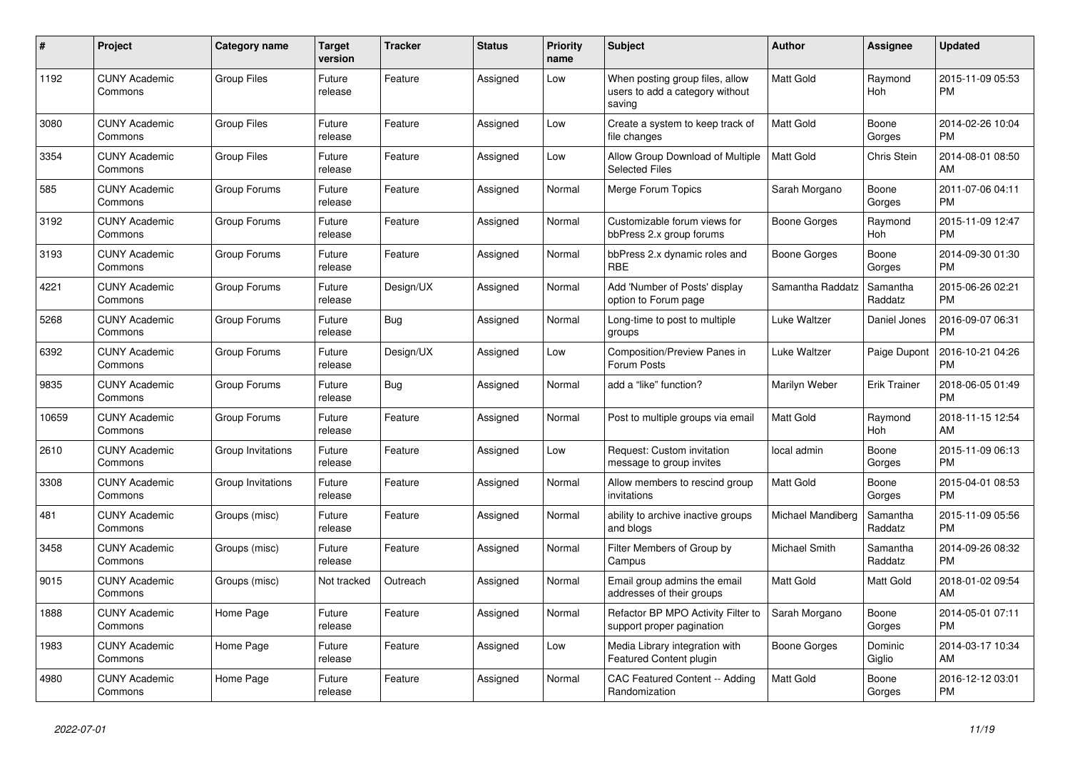| # | Project | Category name | Target version | Tracker | Status | Priority name | Subject | Author | Assignee | Updated |
|---|---|---|---|---|---|---|---|---|---|---|
| 1192 | CUNY Academic Commons | Group Files | Future release | Feature | Assigned | Low | When posting group files, allow users to add a category without saving | Matt Gold | Raymond Hoh | 2015-11-09 05:53 PM |
| 3080 | CUNY Academic Commons | Group Files | Future release | Feature | Assigned | Low | Create a system to keep track of file changes | Matt Gold | Boone Gorges | 2014-02-26 10:04 PM |
| 3354 | CUNY Academic Commons | Group Files | Future release | Feature | Assigned | Low | Allow Group Download of Multiple Selected Files | Matt Gold | Chris Stein | 2014-08-01 08:50 AM |
| 585 | CUNY Academic Commons | Group Forums | Future release | Feature | Assigned | Normal | Merge Forum Topics | Sarah Morgano | Boone Gorges | 2011-07-06 04:11 PM |
| 3192 | CUNY Academic Commons | Group Forums | Future release | Feature | Assigned | Normal | Customizable forum views for bbPress 2.x group forums | Boone Gorges | Raymond Hoh | 2015-11-09 12:47 PM |
| 3193 | CUNY Academic Commons | Group Forums | Future release | Feature | Assigned | Normal | bbPress 2.x dynamic roles and RBE | Boone Gorges | Boone Gorges | 2014-09-30 01:30 PM |
| 4221 | CUNY Academic Commons | Group Forums | Future release | Design/UX | Assigned | Normal | Add 'Number of Posts' display option to Forum page | Samantha Raddatz | Samantha Raddatz | 2015-06-26 02:21 PM |
| 5268 | CUNY Academic Commons | Group Forums | Future release | Bug | Assigned | Normal | Long-time to post to multiple groups | Luke Waltzer | Daniel Jones | 2016-09-07 06:31 PM |
| 6392 | CUNY Academic Commons | Group Forums | Future release | Design/UX | Assigned | Low | Composition/Preview Panes in Forum Posts | Luke Waltzer | Paige Dupont | 2016-10-21 04:26 PM |
| 9835 | CUNY Academic Commons | Group Forums | Future release | Bug | Assigned | Normal | add a "like" function? | Marilyn Weber | Erik Trainer | 2018-06-05 01:49 PM |
| 10659 | CUNY Academic Commons | Group Forums | Future release | Feature | Assigned | Normal | Post to multiple groups via email | Matt Gold | Raymond Hoh | 2018-11-15 12:54 AM |
| 2610 | CUNY Academic Commons | Group Invitations | Future release | Feature | Assigned | Low | Request: Custom invitation message to group invites | local admin | Boone Gorges | 2015-11-09 06:13 PM |
| 3308 | CUNY Academic Commons | Group Invitations | Future release | Feature | Assigned | Normal | Allow members to rescind group invitations | Matt Gold | Boone Gorges | 2015-04-01 08:53 PM |
| 481 | CUNY Academic Commons | Groups (misc) | Future release | Feature | Assigned | Normal | ability to archive inactive groups and blogs | Michael Mandiberg | Samantha Raddatz | 2015-11-09 05:56 PM |
| 3458 | CUNY Academic Commons | Groups (misc) | Future release | Feature | Assigned | Normal | Filter Members of Group by Campus | Michael Smith | Samantha Raddatz | 2014-09-26 08:32 PM |
| 9015 | CUNY Academic Commons | Groups (misc) | Not tracked | Outreach | Assigned | Normal | Email group admins the email addresses of their groups | Matt Gold | Matt Gold | 2018-01-02 09:54 AM |
| 1888 | CUNY Academic Commons | Home Page | Future release | Feature | Assigned | Normal | Refactor BP MPO Activity Filter to support proper pagination | Sarah Morgano | Boone Gorges | 2014-05-01 07:11 PM |
| 1983 | CUNY Academic Commons | Home Page | Future release | Feature | Assigned | Low | Media Library integration with Featured Content plugin | Boone Gorges | Dominic Giglio | 2014-03-17 10:34 AM |
| 4980 | CUNY Academic Commons | Home Page | Future release | Feature | Assigned | Normal | CAC Featured Content -- Adding Randomization | Matt Gold | Boone Gorges | 2016-12-12 03:01 PM |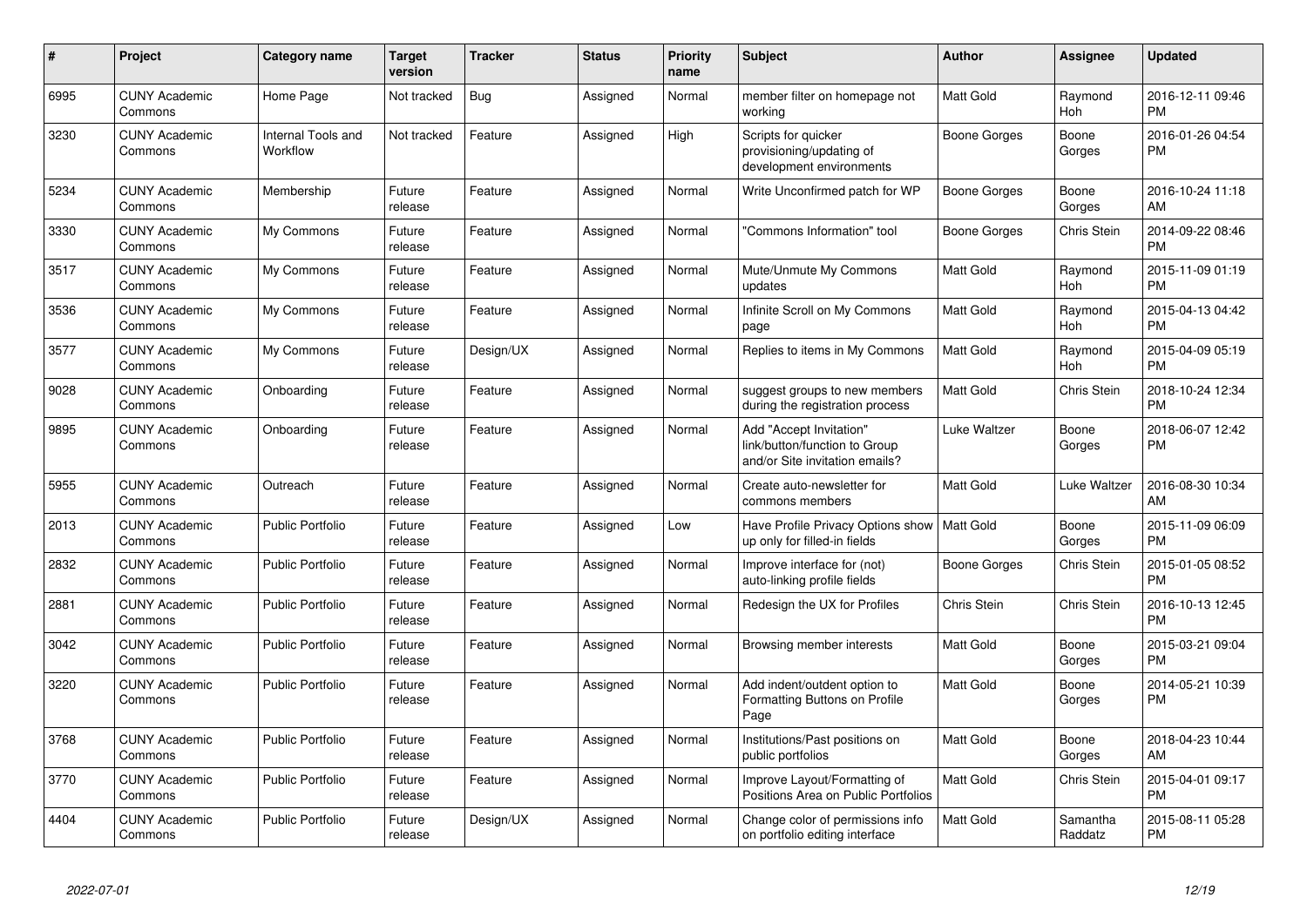| # | Project | Category name | Target version | Tracker | Status | Priority name | Subject | Author | Assignee | Updated |
|---|---|---|---|---|---|---|---|---|---|---|
| 6995 | CUNY Academic Commons | Home Page | Not tracked | Bug | Assigned | Normal | member filter on homepage not working | Matt Gold | Raymond Hoh | 2016-12-11 09:46 PM |
| 3230 | CUNY Academic Commons | Internal Tools and Workflow | Not tracked | Feature | Assigned | High | Scripts for quicker provisioning/updating of development environments | Boone Gorges | Boone Gorges | 2016-01-26 04:54 PM |
| 5234 | CUNY Academic Commons | Membership | Future release | Feature | Assigned | Normal | Write Unconfirmed patch for WP | Boone Gorges | Boone Gorges | 2016-10-24 11:18 AM |
| 3330 | CUNY Academic Commons | My Commons | Future release | Feature | Assigned | Normal | "Commons Information" tool | Boone Gorges | Chris Stein | 2014-09-22 08:46 PM |
| 3517 | CUNY Academic Commons | My Commons | Future release | Feature | Assigned | Normal | Mute/Unmute My Commons updates | Matt Gold | Raymond Hoh | 2015-11-09 01:19 PM |
| 3536 | CUNY Academic Commons | My Commons | Future release | Feature | Assigned | Normal | Infinite Scroll on My Commons page | Matt Gold | Raymond Hoh | 2015-04-13 04:42 PM |
| 3577 | CUNY Academic Commons | My Commons | Future release | Design/UX | Assigned | Normal | Replies to items in My Commons | Matt Gold | Raymond Hoh | 2015-04-09 05:19 PM |
| 9028 | CUNY Academic Commons | Onboarding | Future release | Feature | Assigned | Normal | suggest groups to new members during the registration process | Matt Gold | Chris Stein | 2018-10-24 12:34 PM |
| 9895 | CUNY Academic Commons | Onboarding | Future release | Feature | Assigned | Normal | Add "Accept Invitation" link/button/function to Group and/or Site invitation emails? | Luke Waltzer | Boone Gorges | 2018-06-07 12:42 PM |
| 5955 | CUNY Academic Commons | Outreach | Future release | Feature | Assigned | Normal | Create auto-newsletter for commons members | Matt Gold | Luke Waltzer | 2016-08-30 10:34 AM |
| 2013 | CUNY Academic Commons | Public Portfolio | Future release | Feature | Assigned | Low | Have Profile Privacy Options show up only for filled-in fields | Matt Gold | Boone Gorges | 2015-11-09 06:09 PM |
| 2832 | CUNY Academic Commons | Public Portfolio | Future release | Feature | Assigned | Normal | Improve interface for (not) auto-linking profile fields | Boone Gorges | Chris Stein | 2015-01-05 08:52 PM |
| 2881 | CUNY Academic Commons | Public Portfolio | Future release | Feature | Assigned | Normal | Redesign the UX for Profiles | Chris Stein | Chris Stein | 2016-10-13 12:45 PM |
| 3042 | CUNY Academic Commons | Public Portfolio | Future release | Feature | Assigned | Normal | Browsing member interests | Matt Gold | Boone Gorges | 2015-03-21 09:04 PM |
| 3220 | CUNY Academic Commons | Public Portfolio | Future release | Feature | Assigned | Normal | Add indent/outdent option to Formatting Buttons on Profile Page | Matt Gold | Boone Gorges | 2014-05-21 10:39 PM |
| 3768 | CUNY Academic Commons | Public Portfolio | Future release | Feature | Assigned | Normal | Institutions/Past positions on public portfolios | Matt Gold | Boone Gorges | 2018-04-23 10:44 AM |
| 3770 | CUNY Academic Commons | Public Portfolio | Future release | Feature | Assigned | Normal | Improve Layout/Formatting of Positions Area on Public Portfolios | Matt Gold | Chris Stein | 2015-04-01 09:17 PM |
| 4404 | CUNY Academic Commons | Public Portfolio | Future release | Design/UX | Assigned | Normal | Change color of permissions info on portfolio editing interface | Matt Gold | Samantha Raddatz | 2015-08-11 05:28 PM |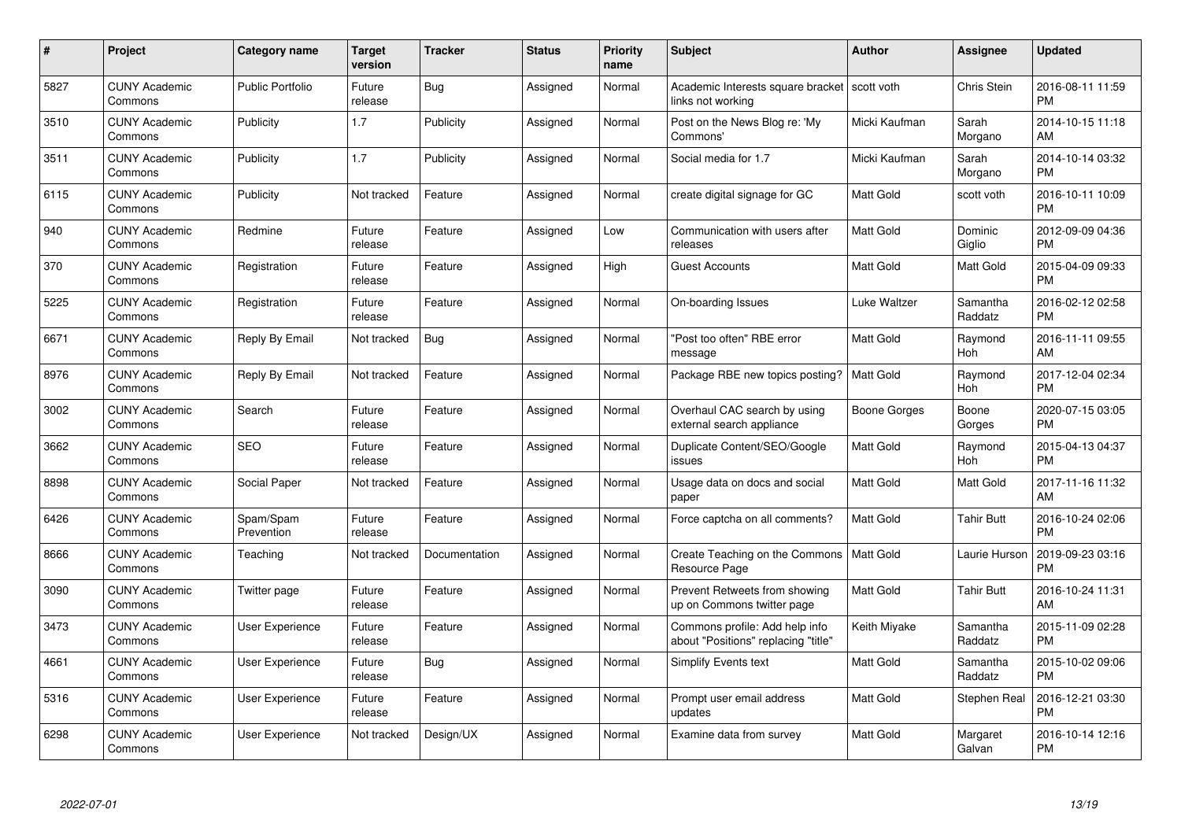| # | Project | Category name | Target version | Tracker | Status | Priority name | Subject | Author | Assignee | Updated |
|---|---|---|---|---|---|---|---|---|---|---|
| 5827 | CUNY Academic Commons | Public Portfolio | Future release | Bug | Assigned | Normal | Academic Interests square bracket links not working | scott voth | Chris Stein | 2016-08-11 11:59 PM |
| 3510 | CUNY Academic Commons | Publicity | 1.7 | Publicity | Assigned | Normal | Post on the News Blog re: 'My Commons' | Micki Kaufman | Sarah Morgano | 2014-10-15 11:18 AM |
| 3511 | CUNY Academic Commons | Publicity | 1.7 | Publicity | Assigned | Normal | Social media for 1.7 | Micki Kaufman | Sarah Morgano | 2014-10-14 03:32 PM |
| 6115 | CUNY Academic Commons | Publicity | Not tracked | Feature | Assigned | Normal | create digital signage for GC | Matt Gold | scott voth | 2016-10-11 10:09 PM |
| 940 | CUNY Academic Commons | Redmine | Future release | Feature | Assigned | Low | Communication with users after releases | Matt Gold | Dominic Giglio | 2012-09-09 04:36 PM |
| 370 | CUNY Academic Commons | Registration | Future release | Feature | Assigned | High | Guest Accounts | Matt Gold | Matt Gold | 2015-04-09 09:33 PM |
| 5225 | CUNY Academic Commons | Registration | Future release | Feature | Assigned | Normal | On-boarding Issues | Luke Waltzer | Samantha Raddatz | 2016-02-12 02:58 PM |
| 6671 | CUNY Academic Commons | Reply By Email | Not tracked | Bug | Assigned | Normal | "Post too often" RBE error message | Matt Gold | Raymond Hoh | 2016-11-11 09:55 AM |
| 8976 | CUNY Academic Commons | Reply By Email | Not tracked | Feature | Assigned | Normal | Package RBE new topics posting? | Matt Gold | Raymond Hoh | 2017-12-04 02:34 PM |
| 3002 | CUNY Academic Commons | Search | Future release | Feature | Assigned | Normal | Overhaul CAC search by using external search appliance | Boone Gorges | Boone Gorges | 2020-07-15 03:05 PM |
| 3662 | CUNY Academic Commons | SEO | Future release | Feature | Assigned | Normal | Duplicate Content/SEO/Google issues | Matt Gold | Raymond Hoh | 2015-04-13 04:37 PM |
| 8898 | CUNY Academic Commons | Social Paper | Not tracked | Feature | Assigned | Normal | Usage data on docs and social paper | Matt Gold | Matt Gold | 2017-11-16 11:32 AM |
| 6426 | CUNY Academic Commons | Spam/Spam Prevention | Future release | Feature | Assigned | Normal | Force captcha on all comments? | Matt Gold | Tahir Butt | 2016-10-24 02:06 PM |
| 8666 | CUNY Academic Commons | Teaching | Not tracked | Documentation | Assigned | Normal | Create Teaching on the Commons Resource Page | Matt Gold | Laurie Hurson | 2019-09-23 03:16 PM |
| 3090 | CUNY Academic Commons | Twitter page | Future release | Feature | Assigned | Normal | Prevent Retweets from showing up on Commons twitter page | Matt Gold | Tahir Butt | 2016-10-24 11:31 AM |
| 3473 | CUNY Academic Commons | User Experience | Future release | Feature | Assigned | Normal | Commons profile: Add help info about "Positions" replacing "title" | Keith Miyake | Samantha Raddatz | 2015-11-09 02:28 PM |
| 4661 | CUNY Academic Commons | User Experience | Future release | Bug | Assigned | Normal | Simplify Events text | Matt Gold | Samantha Raddatz | 2015-10-02 09:06 PM |
| 5316 | CUNY Academic Commons | User Experience | Future release | Feature | Assigned | Normal | Prompt user email address updates | Matt Gold | Stephen Real | 2016-12-21 03:30 PM |
| 6298 | CUNY Academic Commons | User Experience | Not tracked | Design/UX | Assigned | Normal | Examine data from survey | Matt Gold | Margaret Galvan | 2016-10-14 12:16 PM |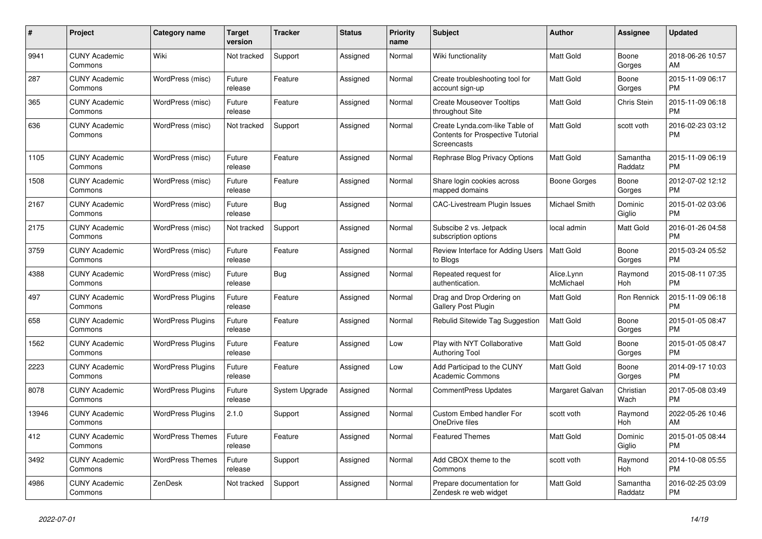| # | Project | Category name | Target version | Tracker | Status | Priority name | Subject | Author | Assignee | Updated |
|---|---|---|---|---|---|---|---|---|---|---|
| 9941 | CUNY Academic Commons | Wiki | Not tracked | Support | Assigned | Normal | Wiki functionality | Matt Gold | Boone Gorges | 2018-06-26 10:57 AM |
| 287 | CUNY Academic Commons | WordPress (misc) | Future release | Feature | Assigned | Normal | Create troubleshooting tool for account sign-up | Matt Gold | Boone Gorges | 2015-11-09 06:17 PM |
| 365 | CUNY Academic Commons | WordPress (misc) | Future release | Feature | Assigned | Normal | Create Mouseover Tooltips throughout Site | Matt Gold | Chris Stein | 2015-11-09 06:18 PM |
| 636 | CUNY Academic Commons | WordPress (misc) | Not tracked | Support | Assigned | Normal | Create Lynda.com-like Table of Contents for Prospective Tutorial Screencasts | Matt Gold | scott voth | 2016-02-23 03:12 PM |
| 1105 | CUNY Academic Commons | WordPress (misc) | Future release | Feature | Assigned | Normal | Rephrase Blog Privacy Options | Matt Gold | Samantha Raddatz | 2015-11-09 06:19 PM |
| 1508 | CUNY Academic Commons | WordPress (misc) | Future release | Feature | Assigned | Normal | Share login cookies across mapped domains | Boone Gorges | Boone Gorges | 2012-07-02 12:12 PM |
| 2167 | CUNY Academic Commons | WordPress (misc) | Future release | Bug | Assigned | Normal | CAC-Livestream Plugin Issues | Michael Smith | Dominic Giglio | 2015-01-02 03:06 PM |
| 2175 | CUNY Academic Commons | WordPress (misc) | Not tracked | Support | Assigned | Normal | Subscibe 2 vs. Jetpack subscription options | local admin | Matt Gold | 2016-01-26 04:58 PM |
| 3759 | CUNY Academic Commons | WordPress (misc) | Future release | Feature | Assigned | Normal | Review Interface for Adding Users to Blogs | Matt Gold | Boone Gorges | 2015-03-24 05:52 PM |
| 4388 | CUNY Academic Commons | WordPress (misc) | Future release | Bug | Assigned | Normal | Repeated request for authentication. | Alice.Lynn McMichael | Raymond Hoh | 2015-08-11 07:35 PM |
| 497 | CUNY Academic Commons | WordPress Plugins | Future release | Feature | Assigned | Normal | Drag and Drop Ordering on Gallery Post Plugin | Matt Gold | Ron Rennick | 2015-11-09 06:18 PM |
| 658 | CUNY Academic Commons | WordPress Plugins | Future release | Feature | Assigned | Normal | Rebulid Sitewide Tag Suggestion | Matt Gold | Boone Gorges | 2015-01-05 08:47 PM |
| 1562 | CUNY Academic Commons | WordPress Plugins | Future release | Feature | Assigned | Low | Play with NYT Collaborative Authoring Tool | Matt Gold | Boone Gorges | 2015-01-05 08:47 PM |
| 2223 | CUNY Academic Commons | WordPress Plugins | Future release | Feature | Assigned | Low | Add Participad to the CUNY Academic Commons | Matt Gold | Boone Gorges | 2014-09-17 10:03 PM |
| 8078 | CUNY Academic Commons | WordPress Plugins | Future release | System Upgrade | Assigned | Normal | CommentPress Updates | Margaret Galvan | Christian Wach | 2017-05-08 03:49 PM |
| 13946 | CUNY Academic Commons | WordPress Plugins | 2.1.0 | Support | Assigned | Normal | Custom Embed handler For OneDrive files | scott voth | Raymond Hoh | 2022-05-26 10:46 AM |
| 412 | CUNY Academic Commons | WordPress Themes | Future release | Feature | Assigned | Normal | Featured Themes | Matt Gold | Dominic Giglio | 2015-01-05 08:44 PM |
| 3492 | CUNY Academic Commons | WordPress Themes | Future release | Support | Assigned | Normal | Add CBOX theme to the Commons | scott voth | Raymond Hoh | 2014-10-08 05:55 PM |
| 4986 | CUNY Academic Commons | ZenDesk | Not tracked | Support | Assigned | Normal | Prepare documentation for Zendesk re web widget | Matt Gold | Samantha Raddatz | 2016-02-25 03:09 PM |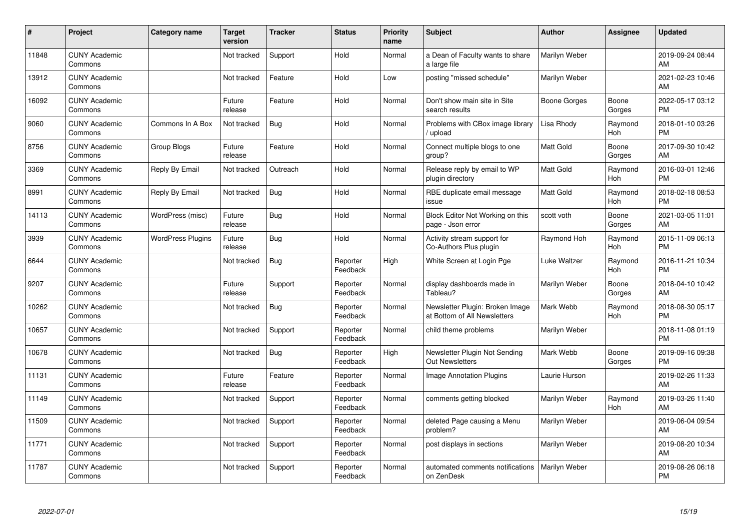| # | Project | Category name | Target version | Tracker | Status | Priority name | Subject | Author | Assignee | Updated |
|---|---|---|---|---|---|---|---|---|---|---|
| 11848 | CUNY Academic Commons | | Not tracked | Support | Hold | Normal | a Dean of Faculty wants to share a large file | Marilyn Weber | | 2019-09-24 08:44 AM |
| 13912 | CUNY Academic Commons | | Not tracked | Feature | Hold | Low | posting "missed schedule" | Marilyn Weber | | 2021-02-23 10:46 AM |
| 16092 | CUNY Academic Commons | | Future release | Feature | Hold | Normal | Don't show main site in Site search results | Boone Gorges | Boone Gorges | 2022-05-17 03:12 PM |
| 9060 | CUNY Academic Commons | Commons In A Box | Not tracked | Bug | Hold | Normal | Problems with CBox image library / upload | Lisa Rhody | Raymond Hoh | 2018-01-10 03:26 PM |
| 8756 | CUNY Academic Commons | Group Blogs | Future release | Feature | Hold | Normal | Connect multiple blogs to one group? | Matt Gold | Boone Gorges | 2017-09-30 10:42 AM |
| 3369 | CUNY Academic Commons | Reply By Email | Not tracked | Outreach | Hold | Normal | Release reply by email to WP plugin directory | Matt Gold | Raymond Hoh | 2016-03-01 12:46 PM |
| 8991 | CUNY Academic Commons | Reply By Email | Not tracked | Bug | Hold | Normal | RBE duplicate email message issue | Matt Gold | Raymond Hoh | 2018-02-18 08:53 PM |
| 14113 | CUNY Academic Commons | WordPress (misc) | Future release | Bug | Hold | Normal | Block Editor Not Working on this page - Json error | scott voth | Boone Gorges | 2021-03-05 11:01 AM |
| 3939 | CUNY Academic Commons | WordPress Plugins | Future release | Bug | Hold | Normal | Activity stream support for Co-Authors Plus plugin | Raymond Hoh | Raymond Hoh | 2015-11-09 06:13 PM |
| 6644 | CUNY Academic Commons | | Not tracked | Bug | Reporter Feedback | High | White Screen at Login Pge | Luke Waltzer | Raymond Hoh | 2016-11-21 10:34 PM |
| 9207 | CUNY Academic Commons | | Future release | Support | Reporter Feedback | Normal | display dashboards made in Tableau? | Marilyn Weber | Boone Gorges | 2018-04-10 10:42 AM |
| 10262 | CUNY Academic Commons | | Not tracked | Bug | Reporter Feedback | Normal | Newsletter Plugin: Broken Image at Bottom of All Newsletters | Mark Webb | Raymond Hoh | 2018-08-30 05:17 PM |
| 10657 | CUNY Academic Commons | | Not tracked | Support | Reporter Feedback | Normal | child theme problems | Marilyn Weber | | 2018-11-08 01:19 PM |
| 10678 | CUNY Academic Commons | | Not tracked | Bug | Reporter Feedback | High | Newsletter Plugin Not Sending Out Newsletters | Mark Webb | Boone Gorges | 2019-09-16 09:38 PM |
| 11131 | CUNY Academic Commons | | Future release | Feature | Reporter Feedback | Normal | Image Annotation Plugins | Laurie Hurson | | 2019-02-26 11:33 AM |
| 11149 | CUNY Academic Commons | | Not tracked | Support | Reporter Feedback | Normal | comments getting blocked | Marilyn Weber | Raymond Hoh | 2019-03-26 11:40 AM |
| 11509 | CUNY Academic Commons | | Not tracked | Support | Reporter Feedback | Normal | deleted Page causing a Menu problem? | Marilyn Weber | | 2019-06-04 09:54 AM |
| 11771 | CUNY Academic Commons | | Not tracked | Support | Reporter Feedback | Normal | post displays in sections | Marilyn Weber | | 2019-08-20 10:34 AM |
| 11787 | CUNY Academic Commons | | Not tracked | Support | Reporter Feedback | Normal | automated comments notifications on ZenDesk | Marilyn Weber | | 2019-08-26 06:18 PM |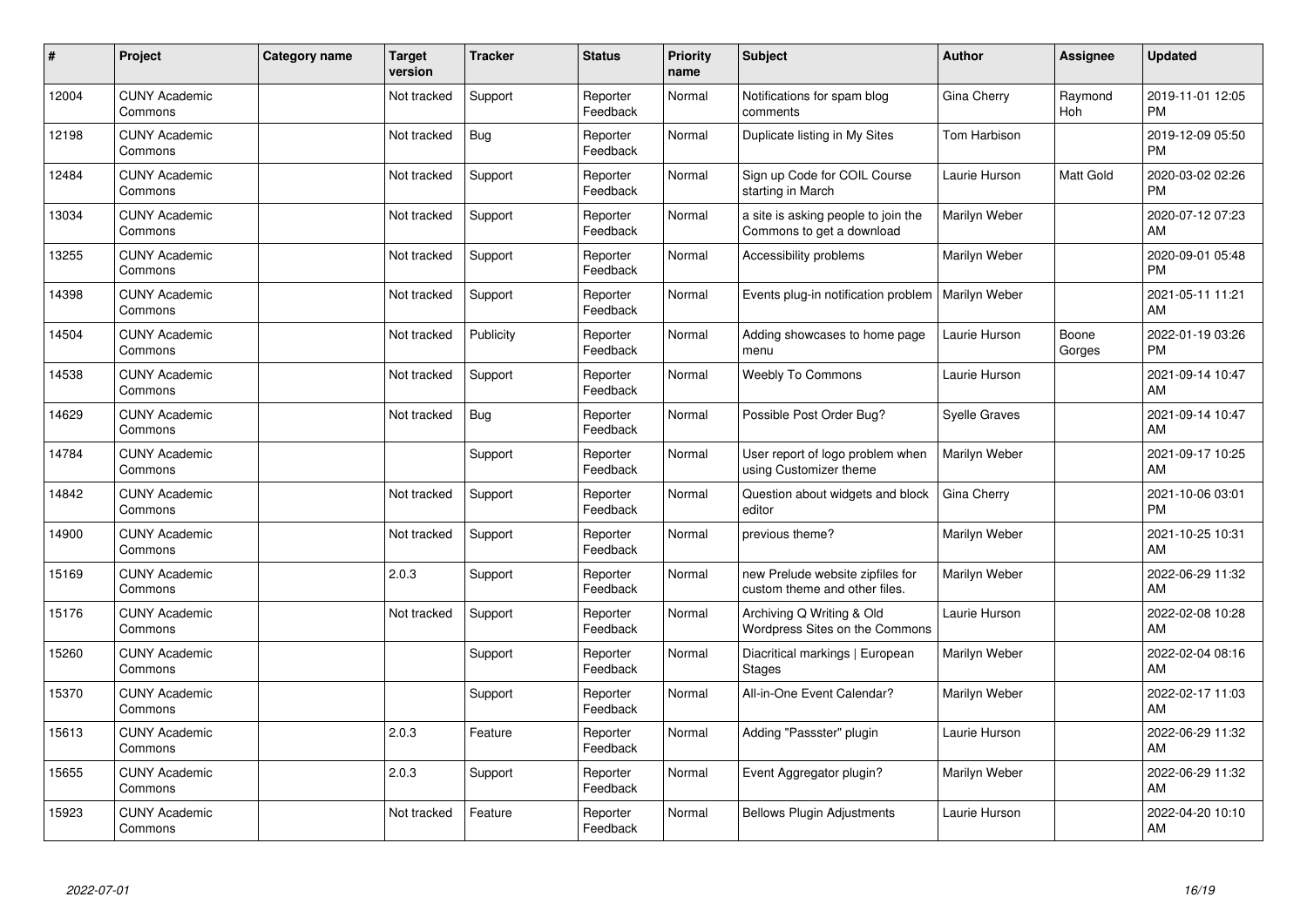| # | Project | Category name | Target version | Tracker | Status | Priority name | Subject | Author | Assignee | Updated |
|---|---|---|---|---|---|---|---|---|---|---|
| 12004 | CUNY Academic Commons | | Not tracked | Support | Reporter Feedback | Normal | Notifications for spam blog comments | Gina Cherry | Raymond Hoh | 2019-11-01 12:05 PM |
| 12198 | CUNY Academic Commons | | Not tracked | Bug | Reporter Feedback | Normal | Duplicate listing in My Sites | Tom Harbison | | 2019-12-09 05:50 PM |
| 12484 | CUNY Academic Commons | | Not tracked | Support | Reporter Feedback | Normal | Sign up Code for COIL Course starting in March | Laurie Hurson | Matt Gold | 2020-03-02 02:26 PM |
| 13034 | CUNY Academic Commons | | Not tracked | Support | Reporter Feedback | Normal | a site is asking people to join the Commons to get a download | Marilyn Weber | | 2020-07-12 07:23 AM |
| 13255 | CUNY Academic Commons | | Not tracked | Support | Reporter Feedback | Normal | Accessibility problems | Marilyn Weber | | 2020-09-01 05:48 PM |
| 14398 | CUNY Academic Commons | | Not tracked | Support | Reporter Feedback | Normal | Events plug-in notification problem | Marilyn Weber | | 2021-05-11 11:21 AM |
| 14504 | CUNY Academic Commons | | Not tracked | Publicity | Reporter Feedback | Normal | Adding showcases to home page menu | Laurie Hurson | Boone Gorges | 2022-01-19 03:26 PM |
| 14538 | CUNY Academic Commons | | Not tracked | Support | Reporter Feedback | Normal | Weebly To Commons | Laurie Hurson | | 2021-09-14 10:47 AM |
| 14629 | CUNY Academic Commons | | Not tracked | Bug | Reporter Feedback | Normal | Possible Post Order Bug? | Syelle Graves | | 2021-09-14 10:47 AM |
| 14784 | CUNY Academic Commons | | | Support | Reporter Feedback | Normal | User report of logo problem when using Customizer theme | Marilyn Weber | | 2021-09-17 10:25 AM |
| 14842 | CUNY Academic Commons | | Not tracked | Support | Reporter Feedback | Normal | Question about widgets and block editor | Gina Cherry | | 2021-10-06 03:01 PM |
| 14900 | CUNY Academic Commons | | Not tracked | Support | Reporter Feedback | Normal | previous theme? | Marilyn Weber | | 2021-10-25 10:31 AM |
| 15169 | CUNY Academic Commons | | 2.0.3 | Support | Reporter Feedback | Normal | new Prelude website zipfiles for custom theme and other files. | Marilyn Weber | | 2022-06-29 11:32 AM |
| 15176 | CUNY Academic Commons | | Not tracked | Support | Reporter Feedback | Normal | Archiving Q Writing & Old Wordpress Sites on the Commons | Laurie Hurson | | 2022-02-08 10:28 AM |
| 15260 | CUNY Academic Commons | | | Support | Reporter Feedback | Normal | Diacritical markings \| European Stages | Marilyn Weber | | 2022-02-04 08:16 AM |
| 15370 | CUNY Academic Commons | | | Support | Reporter Feedback | Normal | All-in-One Event Calendar? | Marilyn Weber | | 2022-02-17 11:03 AM |
| 15613 | CUNY Academic Commons | | 2.0.3 | Feature | Reporter Feedback | Normal | Adding "Passster" plugin | Laurie Hurson | | 2022-06-29 11:32 AM |
| 15655 | CUNY Academic Commons | | 2.0.3 | Support | Reporter Feedback | Normal | Event Aggregator plugin? | Marilyn Weber | | 2022-06-29 11:32 AM |
| 15923 | CUNY Academic Commons | | Not tracked | Feature | Reporter Feedback | Normal | Bellows Plugin Adjustments | Laurie Hurson | | 2022-04-20 10:10 AM |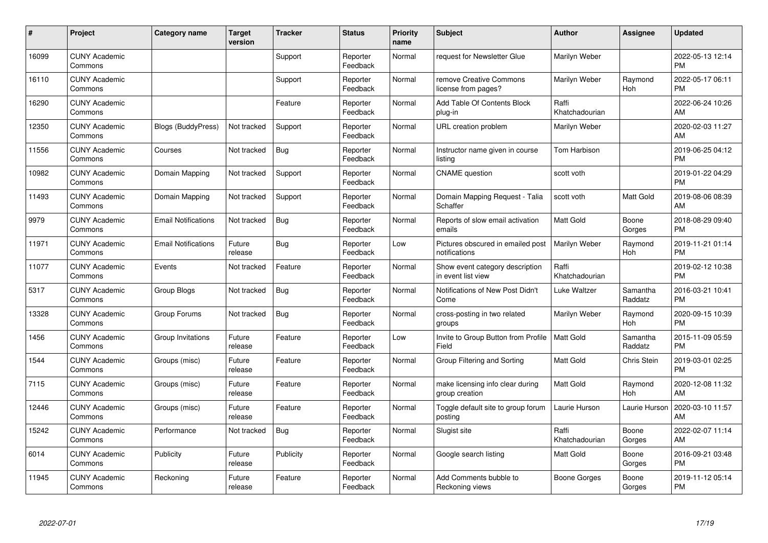| # | Project | Category name | Target version | Tracker | Status | Priority name | Subject | Author | Assignee | Updated |
|---|---|---|---|---|---|---|---|---|---|---|
| 16099 | CUNY Academic Commons | | | Support | Reporter Feedback | Normal | request for Newsletter Glue | Marilyn Weber | | 2022-05-13 12:14 PM |
| 16110 | CUNY Academic Commons | | | Support | Reporter Feedback | Normal | remove Creative Commons license from pages? | Marilyn Weber | Raymond Hoh | 2022-05-17 06:11 PM |
| 16290 | CUNY Academic Commons | | | Feature | Reporter Feedback | Normal | Add Table Of Contents Block plug-in | Raffi Khatchadourian | | 2022-06-24 10:26 AM |
| 12350 | CUNY Academic Commons | Blogs (BuddyPress) | Not tracked | Support | Reporter Feedback | Normal | URL creation problem | Marilyn Weber | | 2020-02-03 11:27 AM |
| 11556 | CUNY Academic Commons | Courses | Not tracked | Bug | Reporter Feedback | Normal | Instructor name given in course listing | Tom Harbison | | 2019-06-25 04:12 PM |
| 10982 | CUNY Academic Commons | Domain Mapping | Not tracked | Support | Reporter Feedback | Normal | CNAME question | scott voth | | 2019-01-22 04:29 PM |
| 11493 | CUNY Academic Commons | Domain Mapping | Not tracked | Support | Reporter Feedback | Normal | Domain Mapping Request - Talia Schaffer | scott voth | Matt Gold | 2019-08-06 08:39 AM |
| 9979 | CUNY Academic Commons | Email Notifications | Not tracked | Bug | Reporter Feedback | Normal | Reports of slow email activation emails | Matt Gold | Boone Gorges | 2018-08-29 09:40 PM |
| 11971 | CUNY Academic Commons | Email Notifications | Future release | Bug | Reporter Feedback | Low | Pictures obscured in emailed post notifications | Marilyn Weber | Raymond Hoh | 2019-11-21 01:14 PM |
| 11077 | CUNY Academic Commons | Events | Not tracked | Feature | Reporter Feedback | Normal | Show event category description in event list view | Raffi Khatchadourian | | 2019-02-12 10:38 PM |
| 5317 | CUNY Academic Commons | Group Blogs | Not tracked | Bug | Reporter Feedback | Normal | Notifications of New Post Didn't Come | Luke Waltzer | Samantha Raddatz | 2016-03-21 10:41 PM |
| 13328 | CUNY Academic Commons | Group Forums | Not tracked | Bug | Reporter Feedback | Normal | cross-posting in two related groups | Marilyn Weber | Raymond Hoh | 2020-09-15 10:39 PM |
| 1456 | CUNY Academic Commons | Group Invitations | Future release | Feature | Reporter Feedback | Low | Invite to Group Button from Profile Field | Matt Gold | Samantha Raddatz | 2015-11-09 05:59 PM |
| 1544 | CUNY Academic Commons | Groups (misc) | Future release | Feature | Reporter Feedback | Normal | Group Filtering and Sorting | Matt Gold | Chris Stein | 2019-03-01 02:25 PM |
| 7115 | CUNY Academic Commons | Groups (misc) | Future release | Feature | Reporter Feedback | Normal | make licensing info clear during group creation | Matt Gold | Raymond Hoh | 2020-12-08 11:32 AM |
| 12446 | CUNY Academic Commons | Groups (misc) | Future release | Feature | Reporter Feedback | Normal | Toggle default site to group forum posting | Laurie Hurson | Laurie Hurson | 2020-03-10 11:57 AM |
| 15242 | CUNY Academic Commons | Performance | Not tracked | Bug | Reporter Feedback | Normal | Slugist site | Raffi Khatchadourian | Boone Gorges | 2022-02-07 11:14 AM |
| 6014 | CUNY Academic Commons | Publicity | Future release | Publicity | Reporter Feedback | Normal | Google search listing | Matt Gold | Boone Gorges | 2016-09-21 03:48 PM |
| 11945 | CUNY Academic Commons | Reckoning | Future release | Feature | Reporter Feedback | Normal | Add Comments bubble to Reckoning views | Boone Gorges | Boone Gorges | 2019-11-12 05:14 PM |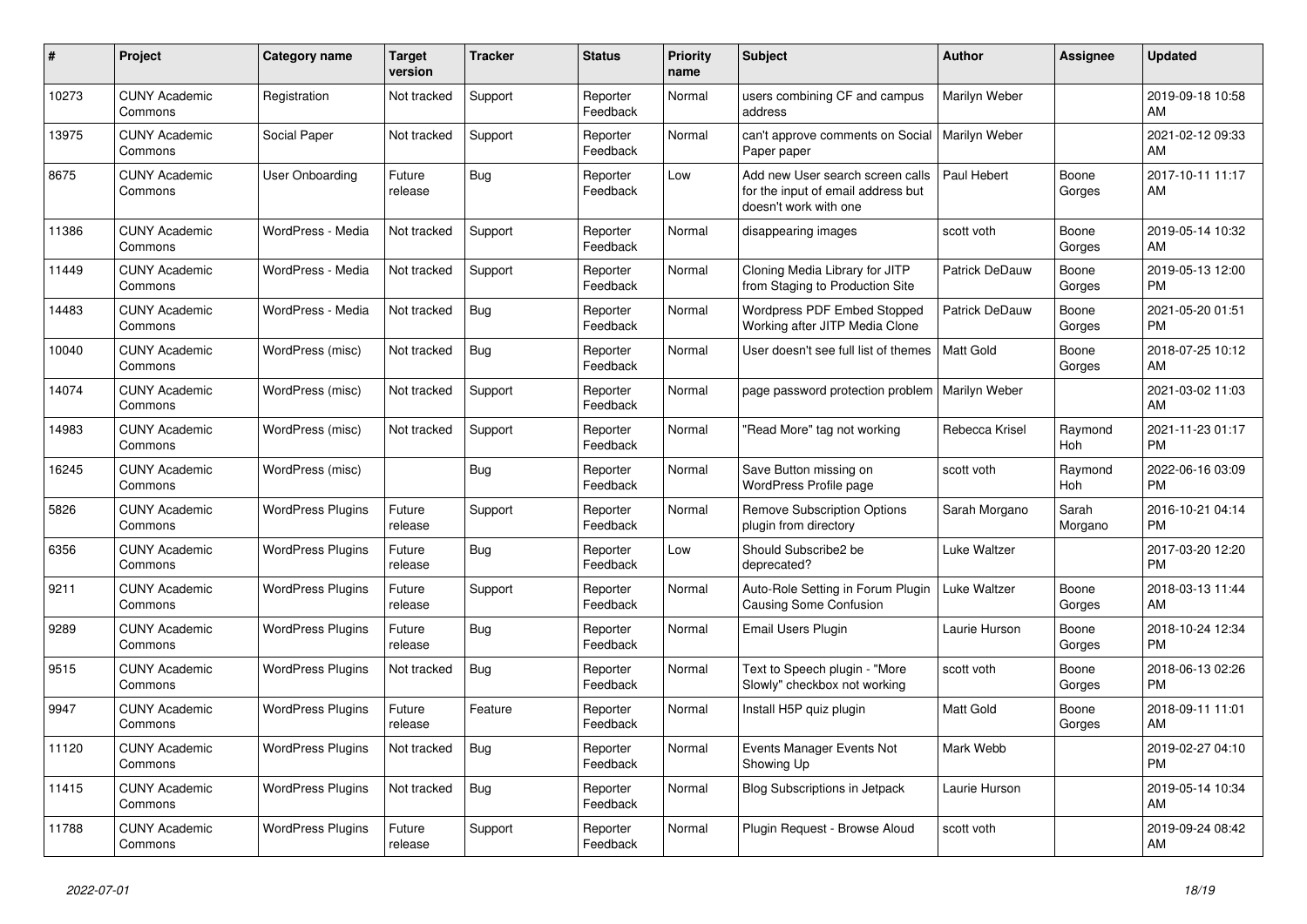| # | Project | Category name | Target version | Tracker | Status | Priority name | Subject | Author | Assignee | Updated |
|---|---|---|---|---|---|---|---|---|---|---|
| 10273 | CUNY Academic Commons | Registration | Not tracked | Support | Reporter Feedback | Normal | users combining CF and campus address | Marilyn Weber | | 2019-09-18 10:58 AM |
| 13975 | CUNY Academic Commons | Social Paper | Not tracked | Support | Reporter Feedback | Normal | can't approve comments on Social Paper paper | Marilyn Weber | | 2021-02-12 09:33 AM |
| 8675 | CUNY Academic Commons | User Onboarding | Future release | Bug | Reporter Feedback | Low | Add new User search screen calls for the input of email address but doesn't work with one | Paul Hebert | Boone Gorges | 2017-10-11 11:17 AM |
| 11386 | CUNY Academic Commons | WordPress - Media | Not tracked | Support | Reporter Feedback | Normal | disappearing images | scott voth | Boone Gorges | 2019-05-14 10:32 AM |
| 11449 | CUNY Academic Commons | WordPress - Media | Not tracked | Support | Reporter Feedback | Normal | Cloning Media Library for JITP from Staging to Production Site | Patrick DeDauw | Boone Gorges | 2019-05-13 12:00 PM |
| 14483 | CUNY Academic Commons | WordPress - Media | Not tracked | Bug | Reporter Feedback | Normal | Wordpress PDF Embed Stopped Working after JITP Media Clone | Patrick DeDauw | Boone Gorges | 2021-05-20 01:51 PM |
| 10040 | CUNY Academic Commons | WordPress (misc) | Not tracked | Bug | Reporter Feedback | Normal | User doesn't see full list of themes | Matt Gold | Boone Gorges | 2018-07-25 10:12 AM |
| 14074 | CUNY Academic Commons | WordPress (misc) | Not tracked | Support | Reporter Feedback | Normal | page password protection problem | Marilyn Weber | | 2021-03-02 11:03 AM |
| 14983 | CUNY Academic Commons | WordPress (misc) | Not tracked | Support | Reporter Feedback | Normal | "Read More" tag not working | Rebecca Krisel | Raymond Hoh | 2021-11-23 01:17 PM |
| 16245 | CUNY Academic Commons | WordPress (misc) | | Bug | Reporter Feedback | Normal | Save Button missing on WordPress Profile page | scott voth | Raymond Hoh | 2022-06-16 03:09 PM |
| 5826 | CUNY Academic Commons | WordPress Plugins | Future release | Support | Reporter Feedback | Normal | Remove Subscription Options plugin from directory | Sarah Morgano | Sarah Morgano | 2016-10-21 04:14 PM |
| 6356 | CUNY Academic Commons | WordPress Plugins | Future release | Bug | Reporter Feedback | Low | Should Subscribe2 be deprecated? | Luke Waltzer | | 2017-03-20 12:20 PM |
| 9211 | CUNY Academic Commons | WordPress Plugins | Future release | Support | Reporter Feedback | Normal | Auto-Role Setting in Forum Plugin Causing Some Confusion | Luke Waltzer | Boone Gorges | 2018-03-13 11:44 AM |
| 9289 | CUNY Academic Commons | WordPress Plugins | Future release | Bug | Reporter Feedback | Normal | Email Users Plugin | Laurie Hurson | Boone Gorges | 2018-10-24 12:34 PM |
| 9515 | CUNY Academic Commons | WordPress Plugins | Not tracked | Bug | Reporter Feedback | Normal | Text to Speech plugin - "More Slowly" checkbox not working | scott voth | Boone Gorges | 2018-06-13 02:26 PM |
| 9947 | CUNY Academic Commons | WordPress Plugins | Future release | Feature | Reporter Feedback | Normal | Install H5P quiz plugin | Matt Gold | Boone Gorges | 2018-09-11 11:01 AM |
| 11120 | CUNY Academic Commons | WordPress Plugins | Not tracked | Bug | Reporter Feedback | Normal | Events Manager Events Not Showing Up | Mark Webb | | 2019-02-27 04:10 PM |
| 11415 | CUNY Academic Commons | WordPress Plugins | Not tracked | Bug | Reporter Feedback | Normal | Blog Subscriptions in Jetpack | Laurie Hurson | | 2019-05-14 10:34 AM |
| 11788 | CUNY Academic Commons | WordPress Plugins | Future release | Support | Reporter Feedback | Normal | Plugin Request - Browse Aloud | scott voth | | 2019-09-24 08:42 AM |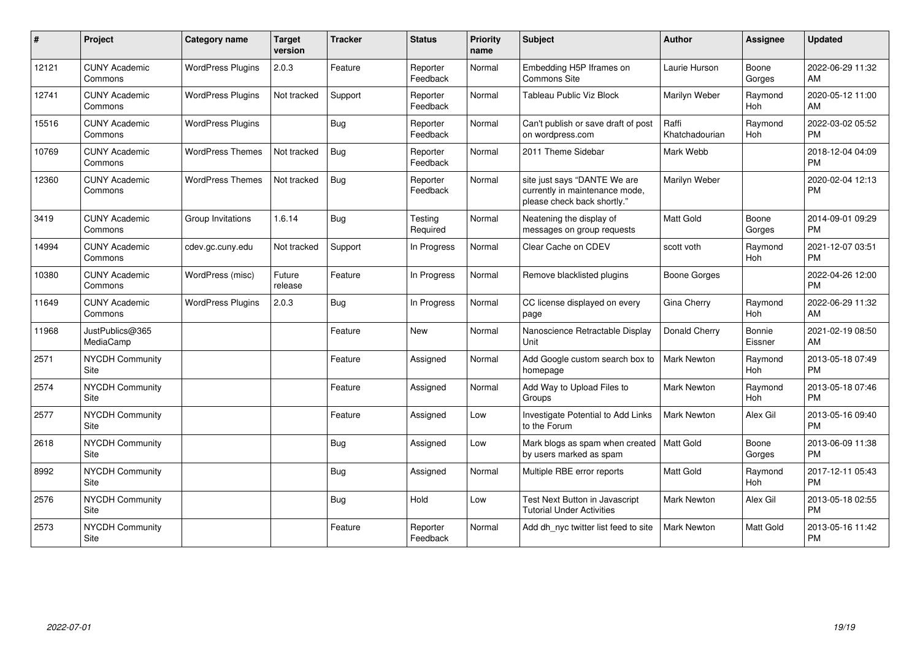| # | Project | Category name | Target version | Tracker | Status | Priority name | Subject | Author | Assignee | Updated |
|---|---|---|---|---|---|---|---|---|---|---|
| 12121 | CUNY Academic Commons | WordPress Plugins | 2.0.3 | Feature | Reporter Feedback | Normal | Embedding H5P Iframes on Commons Site | Laurie Hurson | Boone Gorges | 2022-06-29 11:32 AM |
| 12741 | CUNY Academic Commons | WordPress Plugins | Not tracked | Support | Reporter Feedback | Normal | Tableau Public Viz Block | Marilyn Weber | Raymond Hoh | 2020-05-12 11:00 AM |
| 15516 | CUNY Academic Commons | WordPress Plugins | | Bug | Reporter Feedback | Normal | Can't publish or save draft of post on wordpress.com | Raffi Khatchadourian | Raymond Hoh | 2022-03-02 05:52 PM |
| 10769 | CUNY Academic Commons | WordPress Themes | Not tracked | Bug | Reporter Feedback | Normal | 2011 Theme Sidebar | Mark Webb | | 2018-12-04 04:09 PM |
| 12360 | CUNY Academic Commons | WordPress Themes | Not tracked | Bug | Reporter Feedback | Normal | site just says "DANTE We are currently in maintenance mode, please check back shortly." | Marilyn Weber | | 2020-02-04 12:13 PM |
| 3419 | CUNY Academic Commons | Group Invitations | 1.6.14 | Bug | Testing Required | Normal | Neatening the display of messages on group requests | Matt Gold | Boone Gorges | 2014-09-01 09:29 PM |
| 14994 | CUNY Academic Commons | cdev.gc.cuny.edu | Not tracked | Support | In Progress | Normal | Clear Cache on CDEV | scott voth | Raymond Hoh | 2021-12-07 03:51 PM |
| 10380 | CUNY Academic Commons | WordPress (misc) | Future release | Feature | In Progress | Normal | Remove blacklisted plugins | Boone Gorges | | 2022-04-26 12:00 PM |
| 11649 | CUNY Academic Commons | WordPress Plugins | 2.0.3 | Bug | In Progress | Normal | CC license displayed on every page | Gina Cherry | Raymond Hoh | 2022-06-29 11:32 AM |
| 11968 | JustPublics@365 MediaCamp | | | Feature | New | Normal | Nanoscience Retractable Display Unit | Donald Cherry | Bonnie Eissner | 2021-02-19 08:50 AM |
| 2571 | NYCDH Community Site | | | Feature | Assigned | Normal | Add Google custom search box to homepage | Mark Newton | Raymond Hoh | 2013-05-18 07:49 PM |
| 2574 | NYCDH Community Site | | | Feature | Assigned | Normal | Add Way to Upload Files to Groups | Mark Newton | Raymond Hoh | 2013-05-18 07:46 PM |
| 2577 | NYCDH Community Site | | | Feature | Assigned | Low | Investigate Potential to Add Links to the Forum | Mark Newton | Alex Gil | 2013-05-16 09:40 PM |
| 2618 | NYCDH Community Site | | | Bug | Assigned | Low | Mark blogs as spam when created by users marked as spam | Matt Gold | Boone Gorges | 2013-06-09 11:38 PM |
| 8992 | NYCDH Community Site | | | Bug | Assigned | Normal | Multiple RBE error reports | Matt Gold | Raymond Hoh | 2017-12-11 05:43 PM |
| 2576 | NYCDH Community Site | | | Bug | Hold | Low | Test Next Button in Javascript Tutorial Under Activities | Mark Newton | Alex Gil | 2013-05-18 02:55 PM |
| 2573 | NYCDH Community Site | | | Feature | Reporter Feedback | Normal | Add dh_nyc twitter list feed to site | Mark Newton | Matt Gold | 2013-05-16 11:42 PM |